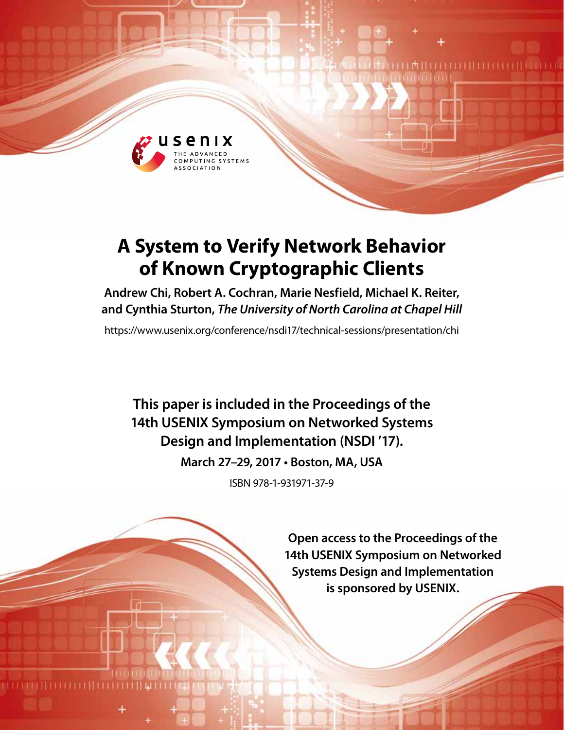usenix

THE ADVANCED COMPUTING SYSTEMS ASSOCIATION

# A System to Verify Network Behavior of Known Cryptographic Clients

**Andrew Chi, Robert A. Cochran, Marie Nesfield, Michael K. Reiter, and Cynthia Sturton,** ***The University of North Carolina at Chapel Hill***

https://www.usenix.org/conference/nsdi17/technical-sessions/presentation/chi

**This paper is included in the Proceedings of the 14th USENIX Symposium on Networked Systems Design and Implementation (NSDI '17).**

**March 27–29, 2017 • Boston, MA, USA**

ISBN 978-1-931971-37-9

**Open access to the Proceedings of the 14th USENIX Symposium on Networked Systems Design and Implementation is sponsored by USENIX.**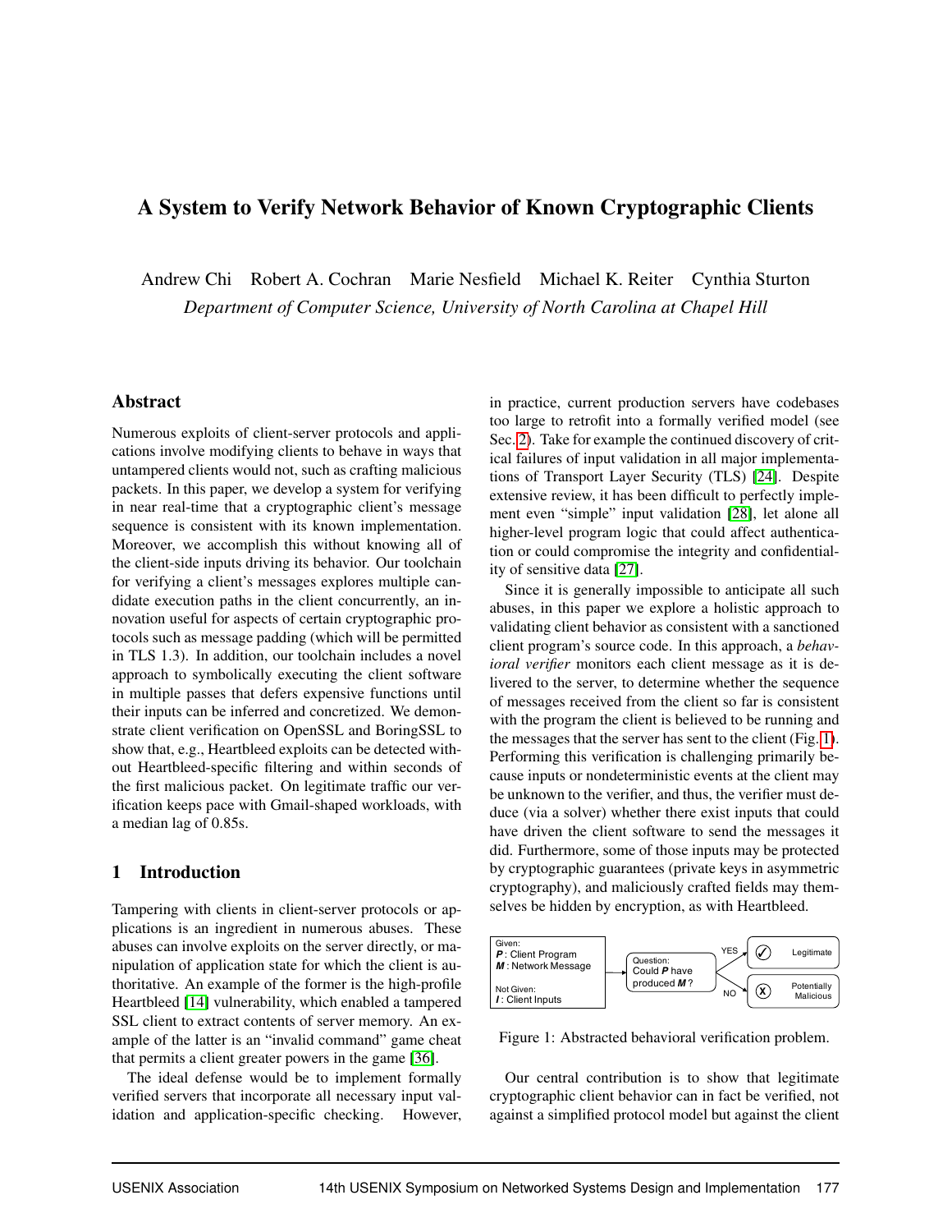# A System to Verify Network Behavior of Known Cryptographic Clients

Andrew Chi Robert A. Cochran Marie Nesfield Michael K. Reiter Cynthia Sturton

*Department of Computer Science, University of North Carolina at Chapel Hill*

## Abstract

Numerous exploits of client-server protocols and applications involve modifying clients to behave in ways that untampered clients would not, such as crafting malicious packets. In this paper, we develop a system for verifying in near real-time that a cryptographic client's message sequence is consistent with its known implementation. Moreover, we accomplish this without knowing all of the client-side inputs driving its behavior. Our toolchain for verifying a client's messages explores multiple candidate execution paths in the client concurrently, an innovation useful for aspects of certain cryptographic protocols such as message padding (which will be permitted in TLS 1.3). In addition, our toolchain includes a novel approach to symbolically executing the client software in multiple passes that defers expensive functions until their inputs can be inferred and concretized. We demonstrate client verification on OpenSSL and BoringSSL to show that, e.g., Heartbleed exploits can be detected without Heartbleed-specific filtering and within seconds of the first malicious packet. On legitimate traffic our verification keeps pace with Gmail-shaped workloads, with a median lag of 0.85s.

## 1 Introduction

Tampering with clients in client-server protocols or applications is an ingredient in numerous abuses. These abuses can involve exploits on the server directly, or manipulation of application state for which the client is authoritative. An example of the former is the high-profile Heartbleed [14] vulnerability, which enabled a tampered SSL client to extract contents of server memory. An example of the latter is an "invalid command" game cheat that permits a client greater powers in the game [36].

The ideal defense would be to implement formally verified servers that incorporate all necessary input validation and application-specific checking. However, in practice, current production servers have codebases too large to retrofit into a formally verified model (see Sec. 2). Take for example the continued discovery of critical failures of input validation in all major implementations of Transport Layer Security (TLS) [24]. Despite extensive review, it has been difficult to perfectly implement even "simple" input validation [28], let alone all higher-level program logic that could affect authentication or could compromise the integrity and confidentiality of sensitive data [27].

Since it is generally impossible to anticipate all such abuses, in this paper we explore a holistic approach to validating client behavior as consistent with a sanctioned client program's source code. In this approach, a *behavioral verifier* monitors each client message as it is delivered to the server, to determine whether the sequence of messages received from the client so far is consistent with the program the client is believed to be running and the messages that the server has sent to the client (Fig. 1). Performing this verification is challenging primarily because inputs or nondeterministic events at the client may be unknown to the verifier, and thus, the verifier must deduce (via a solver) whether there exist inputs that could have driven the client software to send the messages it did. Furthermore, some of those inputs may be protected by cryptographic guarantees (private keys in asymmetric cryptography), and maliciously crafted fields may themselves be hidden by encryption, as with Heartbleed.

Given: **P**: Client Program; **M**: Network Message. Not Given: **I**: Client Inputs → Question: Could **P** have produced **M**? → YES: Legitimate; NO: Potentially Malicious

Figure 1: Abstracted behavioral verification problem.

Our central contribution is to show that legitimate cryptographic client behavior can in fact be verified, not against a simplified protocol model but against the client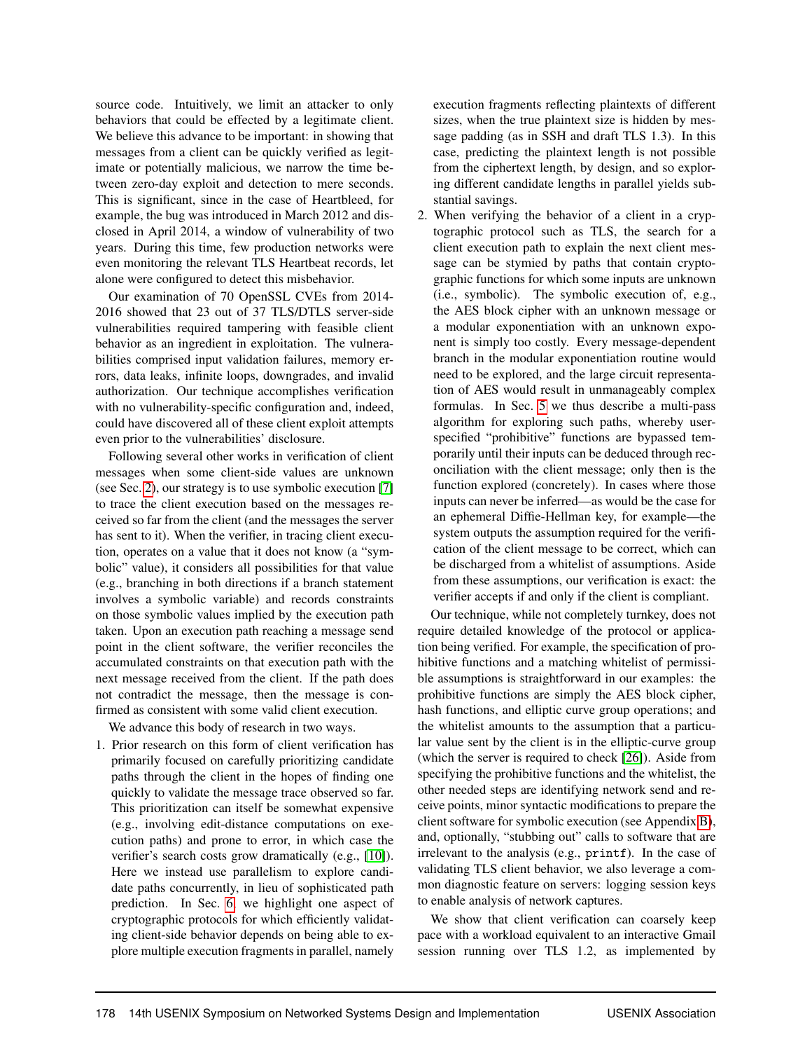source code. Intuitively, we limit an attacker to only behaviors that could be effected by a legitimate client. We believe this advance to be important: in showing that messages from a client can be quickly verified as legitimate or potentially malicious, we narrow the time between zero-day exploit and detection to mere seconds. This is significant, since in the case of Heartbleed, for example, the bug was introduced in March 2012 and disclosed in April 2014, a window of vulnerability of two years. During this time, few production networks were even monitoring the relevant TLS Heartbeat records, let alone were configured to detect this misbehavior.

Our examination of 70 OpenSSL CVEs from 2014-2016 showed that 23 out of 37 TLS/DTLS server-side vulnerabilities required tampering with feasible client behavior as an ingredient in exploitation. The vulnerabilities comprised input validation failures, memory errors, data leaks, infinite loops, downgrades, and invalid authorization. Our technique accomplishes verification with no vulnerability-specific configuration and, indeed, could have discovered all of these client exploit attempts even prior to the vulnerabilities' disclosure.

Following several other works in verification of client messages when some client-side values are unknown (see Sec. 2), our strategy is to use symbolic execution [7] to trace the client execution based on the messages received so far from the client (and the messages the server has sent to it). When the verifier, in tracing client execution, operates on a value that it does not know (a "symbolic" value), it considers all possibilities for that value (e.g., branching in both directions if a branch statement involves a symbolic variable) and records constraints on those symbolic values implied by the execution path taken. Upon an execution path reaching a message send point in the client software, the verifier reconciles the accumulated constraints on that execution path with the next message received from the client. If the path does not contradict the message, then the message is confirmed as consistent with some valid client execution.

We advance this body of research in two ways.

1. Prior research on this form of client verification has primarily focused on carefully prioritizing candidate paths through the client in the hopes of finding one quickly to validate the message trace observed so far. This prioritization can itself be somewhat expensive (e.g., involving edit-distance computations on execution paths) and prone to error, in which case the verifier's search costs grow dramatically (e.g., [10]). Here we instead use parallelism to explore candidate paths concurrently, in lieu of sophisticated path prediction. In Sec. 6, we highlight one aspect of cryptographic protocols for which efficiently validating client-side behavior depends on being able to explore multiple execution fragments in parallel, namely execution fragments reflecting plaintexts of different sizes, when the true plaintext size is hidden by message padding (as in SSH and draft TLS 1.3). In this case, predicting the plaintext length is not possible from the ciphertext length, by design, and so exploring different candidate lengths in parallel yields substantial savings.
2. When verifying the behavior of a client in a cryptographic protocol such as TLS, the search for a client execution path to explain the next client message can be stymied by paths that contain cryptographic functions for which some inputs are unknown (i.e., symbolic). The symbolic execution of, e.g., the AES block cipher with an unknown message or a modular exponentiation with an unknown exponent is simply too costly. Every message-dependent branch in the modular exponentiation routine would need to be explored, and the large circuit representation of AES would result in unmanageably complex formulas. In Sec. 5 we thus describe a multi-pass algorithm for exploring such paths, whereby user-specified "prohibitive" functions are bypassed temporarily until their inputs can be deduced through reconciliation with the client message; only then is the function explored (concretely). In cases where those inputs can never be inferred—as would be the case for an ephemeral Diffie-Hellman key, for example—the system outputs the assumption required for the verification of the client message to be correct, which can be discharged from a whitelist of assumptions. Aside from these assumptions, our verification is exact: the verifier accepts if and only if the client is compliant.

Our technique, while not completely turnkey, does not require detailed knowledge of the protocol or application being verified. For example, the specification of prohibitive functions and a matching whitelist of permissible assumptions is straightforward in our examples: the prohibitive functions are simply the AES block cipher, hash functions, and elliptic curve group operations; and the whitelist amounts to the assumption that a particular value sent by the client is in the elliptic-curve group (which the server is required to check [26]). Aside from specifying the prohibitive functions and the whitelist, the other needed steps are identifying network send and receive points, minor syntactic modifications to prepare the client software for symbolic execution (see Appendix B), and, optionally, "stubbing out" calls to software that are irrelevant to the analysis (e.g., `printf`). In the case of validating TLS client behavior, we also leverage a common diagnostic feature on servers: logging session keys to enable analysis of network captures.

We show that client verification can coarsely keep pace with a workload equivalent to an interactive Gmail session running over TLS 1.2, as implemented by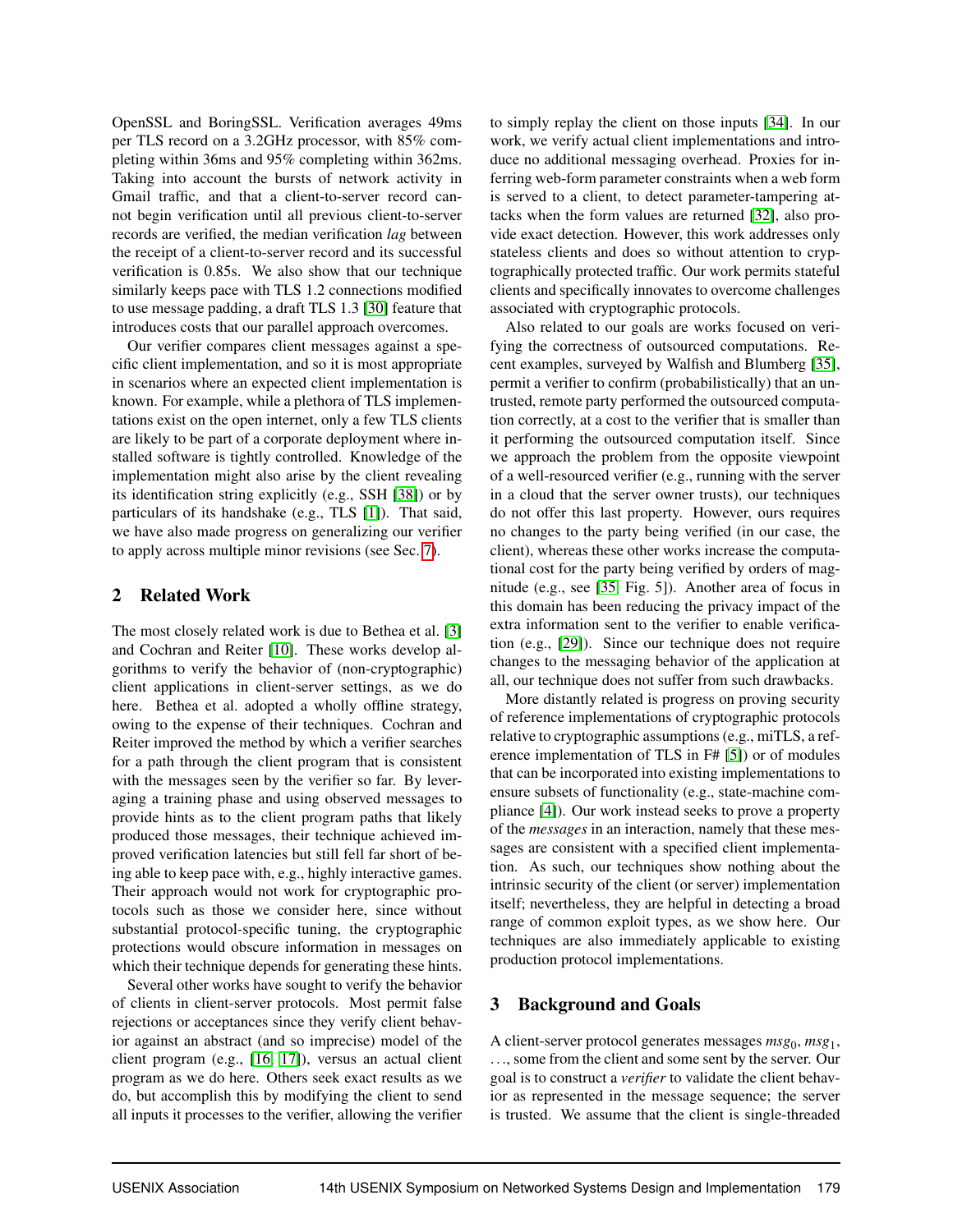OpenSSL and BoringSSL. Verification averages 49ms per TLS record on a 3.2GHz processor, with 85% completing within 36ms and 95% completing within 362ms. Taking into account the bursts of network activity in Gmail traffic, and that a client-to-server record cannot begin verification until all previous client-to-server records are verified, the median verification *lag* between the receipt of a client-to-server record and its successful verification is 0.85s. We also show that our technique similarly keeps pace with TLS 1.2 connections modified to use message padding, a draft TLS 1.3 [30] feature that introduces costs that our parallel approach overcomes.

Our verifier compares client messages against a specific client implementation, and so it is most appropriate in scenarios where an expected client implementation is known. For example, while a plethora of TLS implementations exist on the open internet, only a few TLS clients are likely to be part of a corporate deployment where installed software is tightly controlled. Knowledge of the implementation might also arise by the client revealing its identification string explicitly (e.g., SSH [38]) or by particulars of its handshake (e.g., TLS [1]). That said, we have also made progress on generalizing our verifier to apply across multiple minor revisions (see Sec. 7).

## 2 Related Work

The most closely related work is due to Bethea et al. [3] and Cochran and Reiter [10]. These works develop algorithms to verify the behavior of (non-cryptographic) client applications in client-server settings, as we do here. Bethea et al. adopted a wholly offline strategy, owing to the expense of their techniques. Cochran and Reiter improved the method by which a verifier searches for a path through the client program that is consistent with the messages seen by the verifier so far. By leveraging a training phase and using observed messages to provide hints as to the client program paths that likely produced those messages, their technique achieved improved verification latencies but still fell far short of being able to keep pace with, e.g., highly interactive games. Their approach would not work for cryptographic protocols such as those we consider here, since without substantial protocol-specific tuning, the cryptographic protections would obscure information in messages on which their technique depends for generating these hints.

Several other works have sought to verify the behavior of clients in client-server protocols. Most permit false rejections or acceptances since they verify client behavior against an abstract (and so imprecise) model of the client program (e.g., [16, 17]), versus an actual client program as we do here. Others seek exact results as we do, but accomplish this by modifying the client to send all inputs it processes to the verifier, allowing the verifier to simply replay the client on those inputs [34]. In our work, we verify actual client implementations and introduce no additional messaging overhead. Proxies for inferring web-form parameter constraints when a web form is served to a client, to detect parameter-tampering attacks when the form values are returned [32], also provide exact detection. However, this work addresses only stateless clients and does so without attention to cryptographically protected traffic. Our work permits stateful clients and specifically innovates to overcome challenges associated with cryptographic protocols.

Also related to our goals are works focused on verifying the correctness of outsourced computations. Recent examples, surveyed by Walfish and Blumberg [35], permit a verifier to confirm (probabilistically) that an untrusted, remote party performed the outsourced computation correctly, at a cost to the verifier that is smaller than it performing the outsourced computation itself. Since we approach the problem from the opposite viewpoint of a well-resourced verifier (e.g., running with the server in a cloud that the server owner trusts), our techniques do not offer this last property. However, ours requires no changes to the party being verified (in our case, the client), whereas these other works increase the computational cost for the party being verified by orders of magnitude (e.g., see [35, Fig. 5]). Another area of focus in this domain has been reducing the privacy impact of the extra information sent to the verifier to enable verification (e.g., [29]). Since our technique does not require changes to the messaging behavior of the application at all, our technique does not suffer from such drawbacks.

More distantly related is progress on proving security of reference implementations of cryptographic protocols relative to cryptographic assumptions (e.g., miTLS, a reference implementation of TLS in F# [5]) or of modules that can be incorporated into existing implementations to ensure subsets of functionality (e.g., state-machine compliance [4]). Our work instead seeks to prove a property of the *messages* in an interaction, namely that these messages are consistent with a specified client implementation. As such, our techniques show nothing about the intrinsic security of the client (or server) implementation itself; nevertheless, they are helpful in detecting a broad range of common exploit types, as we show here. Our techniques are also immediately applicable to existing production protocol implementations.

## 3 Background and Goals

A client-server protocol generates messages $msg_0$, $msg_1$, ..., some from the client and some sent by the server. Our goal is to construct a *verifier* to validate the client behavior as represented in the message sequence; the server is trusted. We assume that the client is single-threaded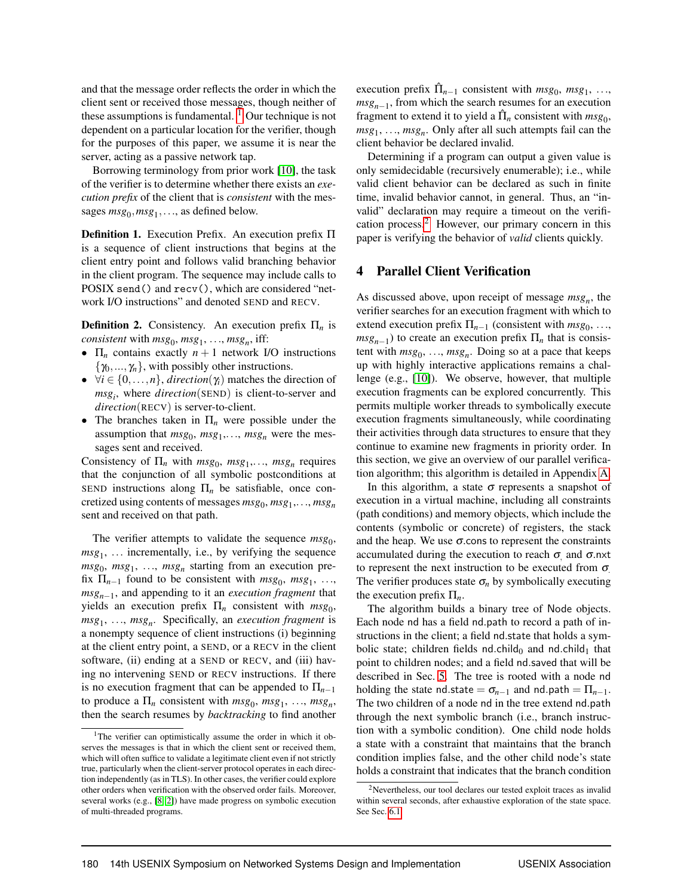and that the message order reflects the order in which the client sent or received those messages, though neither of these assumptions is fundamental. [1] Our technique is not dependent on a particular location for the verifier, though for the purposes of this paper, we assume it is near the server, acting as a passive network tap.

Borrowing terminology from prior work [10], the task of the verifier is to determine whether there exists an *execution prefix* of the client that is *consistent* with the messages $msg_0, msg_1, \ldots$, as defined below.

**Definition 1.** Execution Prefix. An execution prefix $\Pi$ is a sequence of client instructions that begins at the client entry point and follows valid branching behavior in the client program. The sequence may include calls to POSIX `send()` and `recv()`, which are considered "network I/O instructions" and denoted SEND and RECV.

**Definition 2.** Consistency. An execution prefix $\Pi_n$ is *consistent* with $msg_0$, $msg_1$, ..., $msg_n$, iff:

- $\Pi_n$ contains exactly $n+1$ network I/O instructions $\{\gamma_0, \ldots, \gamma_n\}$, with possibly other instructions.
- $\forall i \in \{0, \ldots, n\}$, $direction(\gamma_i)$ matches the direction of $msg_i$, where $direction(\text{SEND})$ is client-to-server and $direction(\text{RECV})$ is server-to-client.
- The branches taken in $\Pi_n$ were possible under the assumption that $msg_0$, $msg_1, \ldots$, $msg_n$ were the messages sent and received.

Consistency of $\Pi_n$ with $msg_0$, $msg_1, \ldots$, $msg_n$ requires that the conjunction of all symbolic postconditions at SEND instructions along $\Pi_n$ be satisfiable, once concretized using contents of messages $msg_0, msg_1, \ldots, msg_n$ sent and received on that path.

The verifier attempts to validate the sequence $msg_0$, $msg_1$, ... incrementally, i.e., by verifying the sequence $msg_0$, $msg_1$, ..., $msg_n$ starting from an execution prefix $\Pi_{n-1}$ found to be consistent with $msg_0$, $msg_1$, ..., $msg_{n-1}$, and appending to it an *execution fragment* that yields an execution prefix $\Pi_n$ consistent with $msg_0$, $msg_1$, ..., $msg_n$. Specifically, an *execution fragment* is a nonempty sequence of client instructions (i) beginning at the client entry point, a SEND, or a RECV in the client software, (ii) ending at a SEND or RECV, and (iii) having no intervening SEND or RECV instructions. If there is no execution fragment that can be appended to $\Pi_{n-1}$ to produce a $\Pi_n$ consistent with $msg_0$, $msg_1$, ..., $msg_n$, then the search resumes by *backtracking* to find another execution prefix $\hat{\Pi}_{n-1}$ consistent with $msg_0$, $msg_1$, ..., $msg_{n-1}$, from which the search resumes for an execution fragment to extend it to yield a $\hat{\Pi}_n$ consistent with $msg_0$, $msg_1$, ..., $msg_n$. Only after all such attempts fail can the client behavior be declared invalid.

Determining if a program can output a given value is only semidecidable (recursively enumerable); i.e., while valid client behavior can be declared as such in finite time, invalid behavior cannot, in general. Thus, an "invalid" declaration may require a timeout on the verification process. [2] However, our primary concern in this paper is verifying the behavior of *valid* clients quickly.

## 4 Parallel Client Verification

As discussed above, upon receipt of message $msg_n$, the verifier searches for an execution fragment with which to extend execution prefix $\Pi_{n-1}$ (consistent with $msg_0$, ..., $msg_{n-1}$) to create an execution prefix $\Pi_n$ that is consistent with $msg_0$, ..., $msg_n$. Doing so at a pace that keeps up with highly interactive applications remains a challenge (e.g., [10]). We observe, however, that multiple execution fragments can be explored concurrently. This permits multiple worker threads to symbolically execute execution fragments simultaneously, while coordinating their activities through data structures to ensure that they continue to examine new fragments in priority order. In this section, we give an overview of our parallel verification algorithm; this algorithm is detailed in Appendix A.

In this algorithm, a state $\sigma$ represents a snapshot of execution in a virtual machine, including all constraints (path conditions) and memory objects, which include the contents (symbolic or concrete) of registers, the stack and the heap. We use $\sigma$.cons to represent the constraints accumulated during the execution to reach $\sigma$, and $\sigma$.nxt to represent the next instruction to be executed from $\sigma$. The verifier produces state $\sigma_n$ by symbolically executing the execution prefix $\Pi_n$.

The algorithm builds a binary tree of Node objects. Each node nd has a field nd.path to record a path of instructions in the client; a field nd.state that holds a symbolic state; children fields $\text{nd.child}_0$ and $\text{nd.child}_1$ that point to children nodes; and a field nd.saved that will be described in Sec. 5. The tree is rooted with a node nd holding the state $\text{nd.state} = \sigma_{n-1}$ and $\text{nd.path} = \Pi_{n-1}$. The two children of a node nd in the tree extend nd.path through the next symbolic branch (i.e., branch instruction with a symbolic condition). One child node holds a state with a constraint that maintains that the branch condition implies false, and the other child node's state holds a constraint that indicates that the branch condition

[1] The verifier can optimistically assume the order in which it observes the messages is that in which the client sent or received them, which will often suffice to validate a legitimate client even if not strictly true, particularly when the client-server protocol operates in each direction independently (as in TLS). In other cases, the verifier could explore other orders when verification with the observed order fails. Moreover, several works (e.g., [8, 2]) have made progress on symbolic execution of multi-threaded programs.

[2] Nevertheless, our tool declares our tested exploit traces as invalid within several seconds, after exhaustive exploration of the state space. See Sec. 6.1.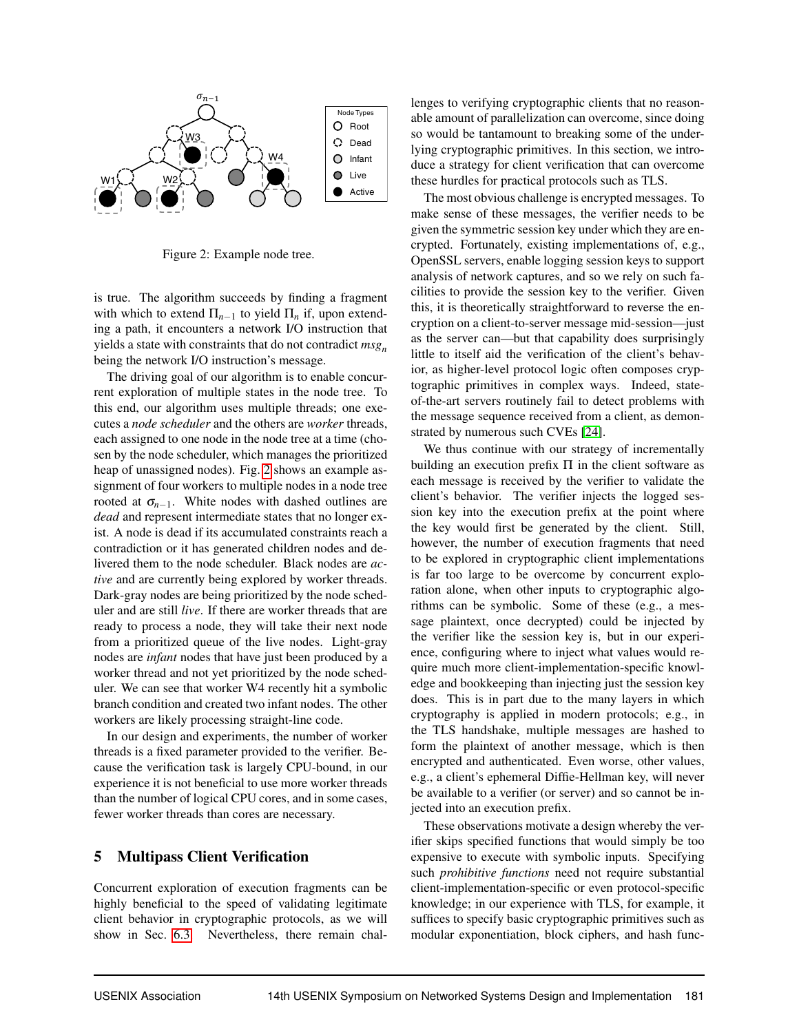Figure 2: Example node tree.

is true. The algorithm succeeds by finding a fragment with which to extend $\Pi_{n-1}$ to yield $\Pi_n$ if, upon extending a path, it encounters a network I/O instruction that yields a state with constraints that do not contradict $msg_n$ being the network I/O instruction's message.

The driving goal of our algorithm is to enable concurrent exploration of multiple states in the node tree. To this end, our algorithm uses multiple threads; one executes a *node scheduler* and the others are *worker* threads, each assigned to one node in the node tree at a time (chosen by the node scheduler, which manages the prioritized heap of unassigned nodes). Fig. 2 shows an example assignment of four workers to multiple nodes in a node tree rooted at $\sigma_{n-1}$. White nodes with dashed outlines are *dead* and represent intermediate states that no longer exist. A node is dead if its accumulated constraints reach a contradiction or it has generated children nodes and delivered them to the node scheduler. Black nodes are *active* and are currently being explored by worker threads. Dark-gray nodes are being prioritized by the node scheduler and are still *live*. If there are worker threads that are ready to process a node, they will take their next node from a prioritized queue of the live nodes. Light-gray nodes are *infant* nodes that have just been produced by a worker thread and not yet prioritized by the node scheduler. We can see that worker W4 recently hit a symbolic branch condition and created two infant nodes. The other workers are likely processing straight-line code.

In our design and experiments, the number of worker threads is a fixed parameter provided to the verifier. Because the verification task is largely CPU-bound, in our experience it is not beneficial to use more worker threads than the number of logical CPU cores, and in some cases, fewer worker threads than cores are necessary.

## 5 Multipass Client Verification

Concurrent exploration of execution fragments can be highly beneficial to the speed of validating legitimate client behavior in cryptographic protocols, as we will show in Sec. 6.3. Nevertheless, there remain challenges to verifying cryptographic clients that no reasonable amount of parallelization can overcome, since doing so would be tantamount to breaking some of the underlying cryptographic primitives. In this section, we introduce a strategy for client verification that can overcome these hurdles for practical protocols such as TLS.

The most obvious challenge is encrypted messages. To make sense of these messages, the verifier needs to be given the symmetric session key under which they are encrypted. Fortunately, existing implementations of, e.g., OpenSSL servers, enable logging session keys to support analysis of network captures, and so we rely on such facilities to provide the session key to the verifier. Given this, it is theoretically straightforward to reverse the encryption on a client-to-server message mid-session—just as the server can—but that capability does surprisingly little to itself aid the verification of the client's behavior, as higher-level protocol logic often composes cryptographic primitives in complex ways. Indeed, state-of-the-art servers routinely fail to detect problems with the message sequence received from a client, as demonstrated by numerous such CVEs [24].

We thus continue with our strategy of incrementally building an execution prefix $\Pi$ in the client software as each message is received by the verifier to validate the client's behavior. The verifier injects the logged session key into the execution prefix at the point where the key would first be generated by the client. Still, however, the number of execution fragments that need to be explored in cryptographic client implementations is far too large to be overcome by concurrent exploration alone, when other inputs to cryptographic algorithms can be symbolic. Some of these (e.g., a message plaintext, once decrypted) could be injected by the verifier like the session key is, but in our experience, configuring where to inject what values would require much more client-implementation-specific knowledge and bookkeeping than injecting just the session key does. This is in part due to the many layers in which cryptography is applied in modern protocols; e.g., in the TLS handshake, multiple messages are hashed to form the plaintext of another message, which is then encrypted and authenticated. Even worse, other values, e.g., a client's ephemeral Diffie-Hellman key, will never be available to a verifier (or server) and so cannot be injected into an execution prefix.

These observations motivate a design whereby the verifier skips specified functions that would simply be too expensive to execute with symbolic inputs. Specifying such *prohibitive functions* need not require substantial client-implementation-specific or even protocol-specific knowledge; in our experience with TLS, for example, it suffices to specify basic cryptographic primitives such as modular exponentiation, block ciphers, and hash func-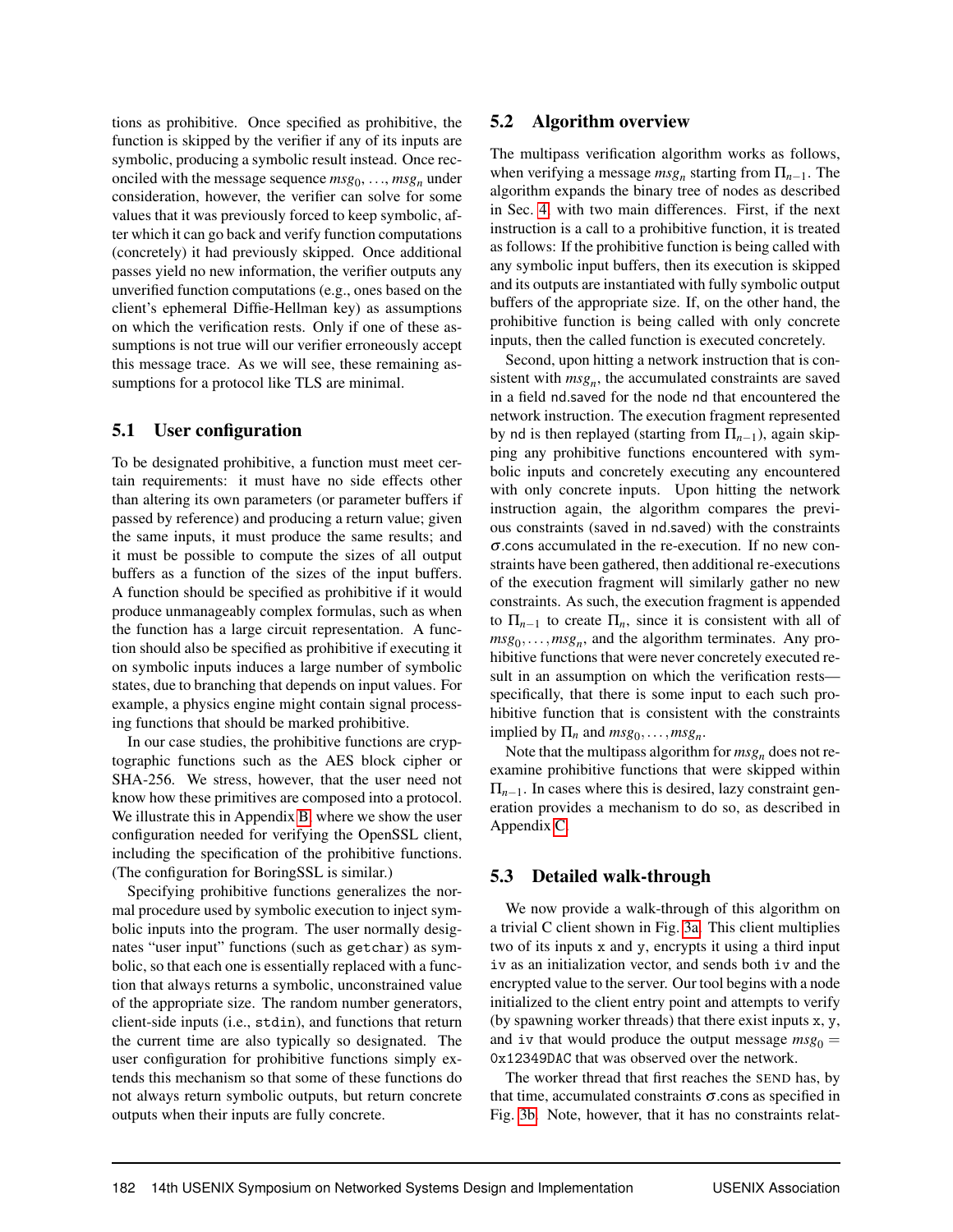tions as prohibitive. Once specified as prohibitive, the function is skipped by the verifier if any of its inputs are symbolic, producing a symbolic result instead. Once reconciled with the message sequence $msg_0, \ldots, msg_n$ under consideration, however, the verifier can solve for some values that it was previously forced to keep symbolic, after which it can go back and verify function computations (concretely) it had previously skipped. Once additional passes yield no new information, the verifier outputs any unverified function computations (e.g., ones based on the client's ephemeral Diffie-Hellman key) as assumptions on which the verification rests. Only if one of these assumptions is not true will our verifier erroneously accept this message trace. As we will see, these remaining assumptions for a protocol like TLS are minimal.

## 5.1 User configuration

To be designated prohibitive, a function must meet certain requirements: it must have no side effects other than altering its own parameters (or parameter buffers if passed by reference) and producing a return value; given the same inputs, it must produce the same results; and it must be possible to compute the sizes of all output buffers as a function of the sizes of the input buffers. A function should be specified as prohibitive if it would produce unmanageably complex formulas, such as when the function has a large circuit representation. A function should also be specified as prohibitive if executing it on symbolic inputs induces a large number of symbolic states, due to branching that depends on input values. For example, a physics engine might contain signal processing functions that should be marked prohibitive.

In our case studies, the prohibitive functions are cryptographic functions such as the AES block cipher or SHA-256. We stress, however, that the user need not know how these primitives are composed into a protocol. We illustrate this in Appendix B, where we show the user configuration needed for verifying the OpenSSL client, including the specification of the prohibitive functions. (The configuration for BoringSSL is similar.)

Specifying prohibitive functions generalizes the normal procedure used by symbolic execution to inject symbolic inputs into the program. The user normally designates "user input" functions (such as `getchar`) as symbolic, so that each one is essentially replaced with a function that always returns a symbolic, unconstrained value of the appropriate size. The random number generators, client-side inputs (i.e., `stdin`), and functions that return the current time are also typically so designated. The user configuration for prohibitive functions simply extends this mechanism so that some of these functions do not always return symbolic outputs, but return concrete outputs when their inputs are fully concrete.

## 5.2 Algorithm overview

The multipass verification algorithm works as follows, when verifying a message $msg_n$ starting from $\Pi_{n-1}$. The algorithm expands the binary tree of nodes as described in Sec. 4 with two main differences. First, if the next instruction is a call to a prohibitive function, it is treated as follows: If the prohibitive function is being called with any symbolic input buffers, then its execution is skipped and its outputs are instantiated with fully symbolic output buffers of the appropriate size. If, on the other hand, the prohibitive function is being called with only concrete inputs, then the called function is executed concretely.

Second, upon hitting a network instruction that is consistent with $msg_n$, the accumulated constraints are saved in a field nd.saved for the node nd that encountered the network instruction. The execution fragment represented by nd is then replayed (starting from $\Pi_{n-1}$), again skipping any prohibitive functions encountered with symbolic inputs and concretely executing any encountered with only concrete inputs. Upon hitting the network instruction again, the algorithm compares the previous constraints (saved in nd.saved) with the constraints $\sigma$.cons accumulated in the re-execution. If no new constraints have been gathered, then additional re-executions of the execution fragment will similarly gather no new constraints. As such, the execution fragment is appended to $\Pi_{n-1}$ to create $\Pi_n$, since it is consistent with all of $msg_0, \ldots, msg_n$, and the algorithm terminates. Any prohibitive functions that were never concretely executed result in an assumption on which the verification rests—specifically, that there is some input to each such prohibitive function that is consistent with the constraints implied by $\Pi_n$ and $msg_0, \ldots, msg_n$.

Note that the multipass algorithm for $msg_n$ does not reexamine prohibitive functions that were skipped within $\Pi_{n-1}$. In cases where this is desired, lazy constraint generation provides a mechanism to do so, as described in Appendix C.

## 5.3 Detailed walk-through

We now provide a walk-through of this algorithm on a trivial C client shown in Fig. 3a. This client multiplies two of its inputs `x` and `y`, encrypts it using a third input `iv` as an initialization vector, and sends both `iv` and the encrypted value to the server. Our tool begins with a node initialized to the client entry point and attempts to verify (by spawning worker threads) that there exist inputs `x`, `y`, and `iv` that would produce the output message $msg_0$ = `0x12349DAC` that was observed over the network.

The worker thread that first reaches the SEND has, by that time, accumulated constraints $\sigma$.cons as specified in Fig. 3b. Note, however, that it has no constraints relat-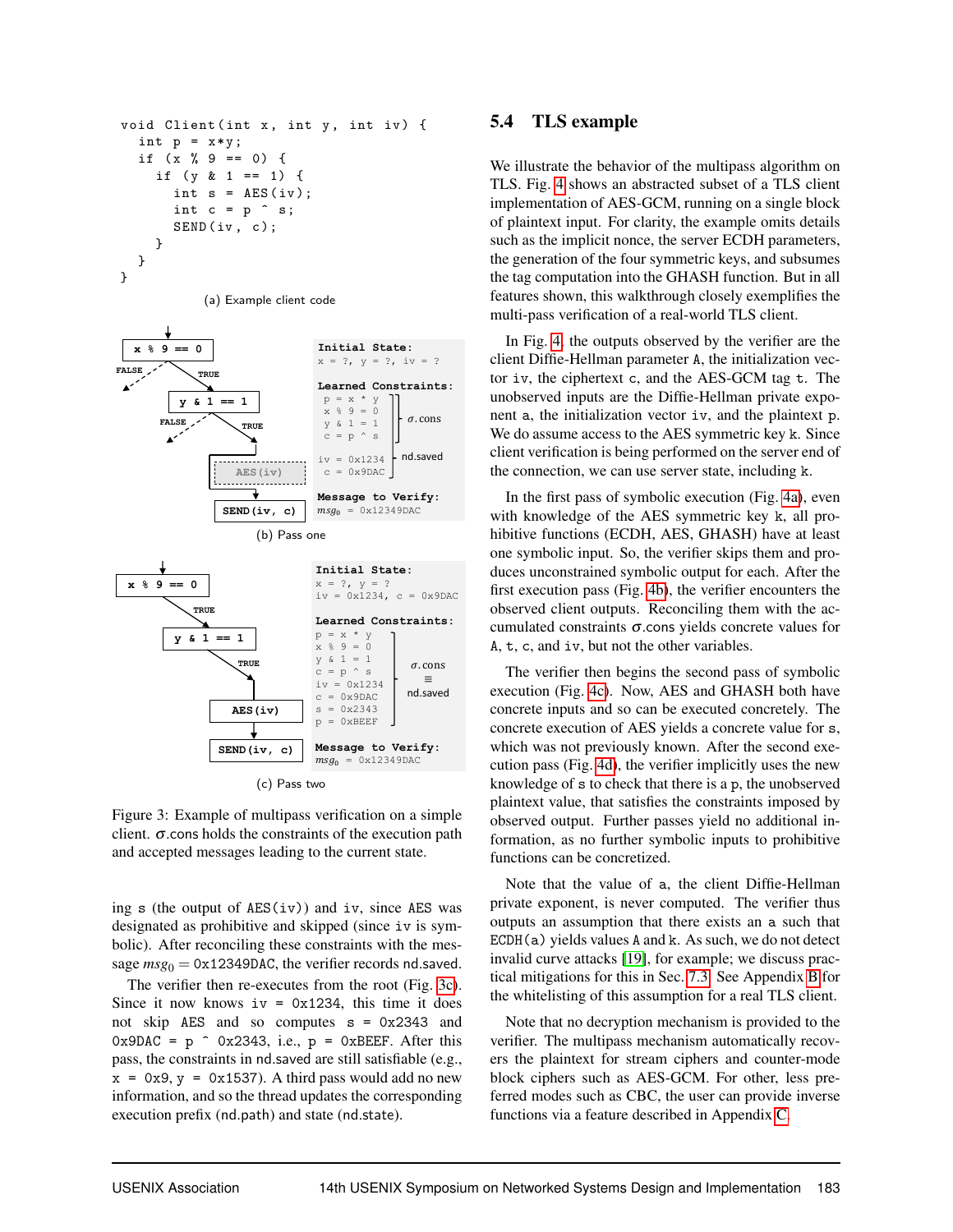```
void Client(int x, int y, int iv) {
  int p = x*y;
  if (x % 9 == 0) {
    if (y & 1 == 1) {
      int s = AES(iv);
      int c = p ^ s;
      SEND(iv, c);
    }
  }
}
```

(a) Example client code

```
Initial State:
x = ?, y = ?, iv = ?

Learned Constraints:
p = x * y
x % 9 = 0
y & 1 = 1          σ.cons
c = p ^ s
iv = 0x1234        nd.saved
c = 0x9DAC

Message to Verify:
msg0 = 0x12349DAC
```

(b) Pass one

```
Initial State:
x = ?, y = ?
iv = 0x1234, c = 0x9DAC

Learned Constraints:
p = x * y
x % 9 = 0
y & 1 = 1
c = p ^ s          σ.cons
iv = 0x1234          ≡
c = 0x9DAC         nd.saved
s = 0x2343
p = 0xBEEF

Message to Verify:
msg0 = 0x12349DAC
```

(c) Pass two

Figure 3: Example of multipass verification on a simple client. $\sigma$.cons holds the constraints of the execution path and accepted messages leading to the current state.

ing s (the output of AES(iv)) and iv, since AES was designated as prohibitive and skipped (since iv is symbolic). After reconciling these constraints with the message $msg_0$ = 0x12349DAC, the verifier records nd.saved.

The verifier then re-executes from the root (Fig. 3c). Since it now knows iv = 0x1234, this time it does not skip AES and so computes s = 0x2343 and 0x9DAC = p ^ 0x2343, i.e., p = 0xBEEF. After this pass, the constraints in nd.saved are still satisfiable (e.g., x = 0x9, y = 0x1537). A third pass would add no new information, and so the thread updates the corresponding execution prefix (nd.path) and state (nd.state).

## 5.4 TLS example

We illustrate the behavior of the multipass algorithm on TLS. Fig. 4 shows an abstracted subset of a TLS client implementation of AES-GCM, running on a single block of plaintext input. For clarity, the example omits details such as the implicit nonce, the server ECDH parameters, the generation of the four symmetric keys, and subsumes the tag computation into the GHASH function. But in all features shown, this walkthrough closely exemplifies the multi-pass verification of a real-world TLS client.

In Fig. 4, the outputs observed by the verifier are the client Diffie-Hellman parameter A, the initialization vector iv, the ciphertext c, and the AES-GCM tag t. The unobserved inputs are the Diffie-Hellman private exponent a, the initialization vector iv, and the plaintext p. We do assume access to the AES symmetric key k. Since client verification is being performed on the server end of the connection, we can use server state, including k.

In the first pass of symbolic execution (Fig. 4a), even with knowledge of the AES symmetric key k, all prohibitive functions (ECDH, AES, GHASH) have at least one symbolic input. So, the verifier skips them and produces unconstrained symbolic output for each. After the first execution pass (Fig. 4b), the verifier encounters the observed client outputs. Reconciling them with the accumulated constraints $\sigma$.cons yields concrete values for A, t, c, and iv, but not the other variables.

The verifier then begins the second pass of symbolic execution (Fig. 4c). Now, AES and GHASH both have concrete inputs and so can be executed concretely. The concrete execution of AES yields a concrete value for s, which was not previously known. After the second execution pass (Fig. 4d), the verifier implicitly uses the new knowledge of s to check that there is a p, the unobserved plaintext value, that satisfies the constraints imposed by observed output. Further passes yield no additional information, as no further symbolic inputs to prohibitive functions can be concretized.

Note that the value of a, the client Diffie-Hellman private exponent, is never computed. The verifier thus outputs an assumption that there exists an a such that ECDH(a) yields values A and k. As such, we do not detect invalid curve attacks [19], for example; we discuss practical mitigations for this in Sec. 7.3. See Appendix B for the whitelisting of this assumption for a real TLS client.

Note that no decryption mechanism is provided to the verifier. The multipass mechanism automatically recovers the plaintext for stream ciphers and counter-mode block ciphers such as AES-GCM. For other, less preferred modes such as CBC, the user can provide inverse functions via a feature described in Appendix C.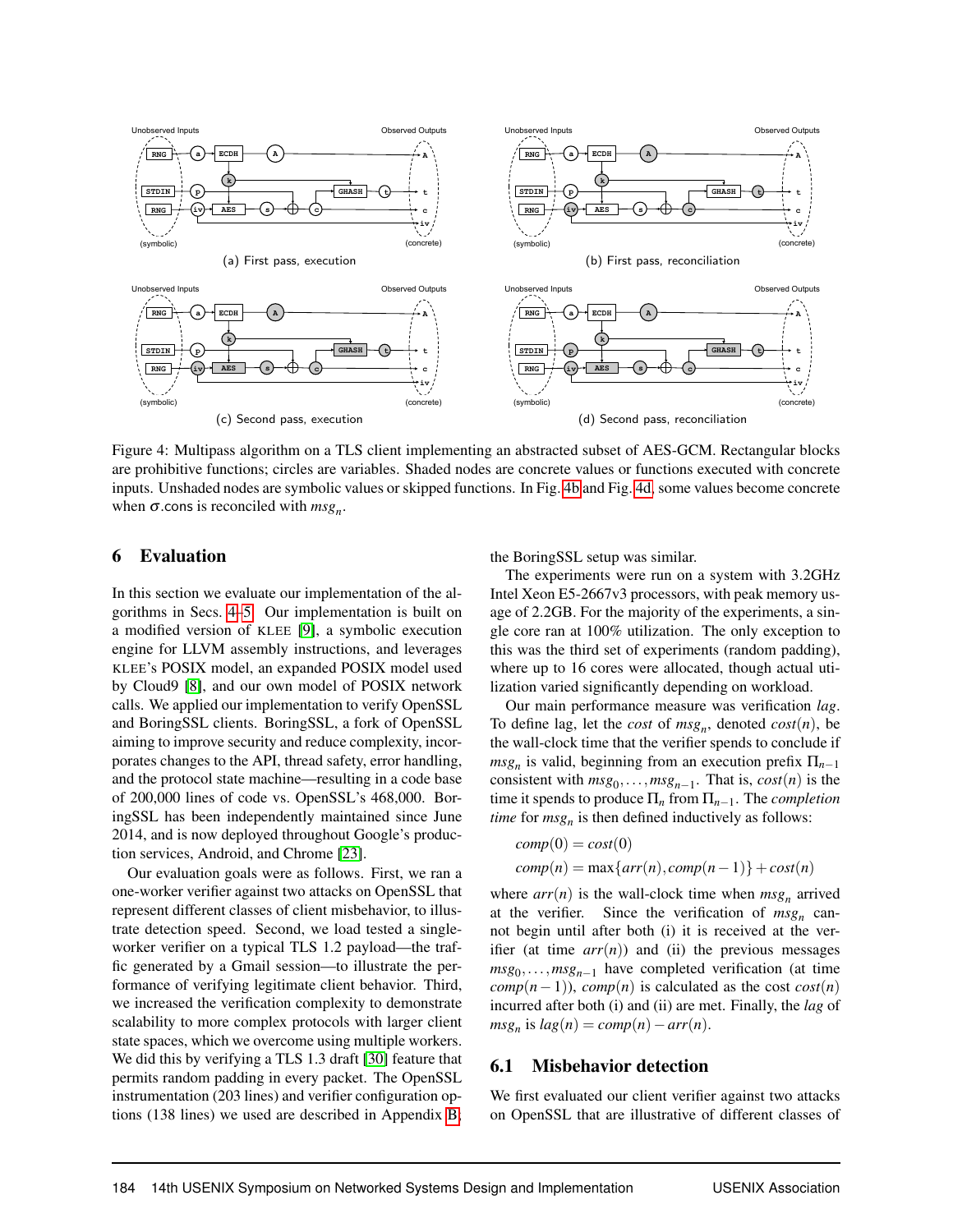Figure 4: Multipass algorithm on a TLS client implementing an abstracted subset of AES-GCM. Rectangular blocks are prohibitive functions; circles are variables. Shaded nodes are concrete values or functions executed with concrete inputs. Unshaded nodes are symbolic values or skipped functions. In Fig. 4b and Fig. 4d, some values become concrete when $\sigma$.cons is reconciled with $msg_n$.

## 6 Evaluation

In this section we evaluate our implementation of the algorithms in Secs. 4–5. Our implementation is built on a modified version of KLEE [9], a symbolic execution engine for LLVM assembly instructions, and leverages KLEE's POSIX model, an expanded POSIX model used by Cloud9 [8], and our own model of POSIX network calls. We applied our implementation to verify OpenSSL and BoringSSL clients. BoringSSL, a fork of OpenSSL aiming to improve security and reduce complexity, incorporates changes to the API, thread safety, error handling, and the protocol state machine—resulting in a code base of 200,000 lines of code vs. OpenSSL's 468,000. BoringSSL has been independently maintained since June 2014, and is now deployed throughout Google's production services, Android, and Chrome [23].

Our evaluation goals were as follows. First, we ran a one-worker verifier against two attacks on OpenSSL that represent different classes of client misbehavior, to illustrate detection speed. Second, we load tested a single-worker verifier on a typical TLS 1.2 payload—the traffic generated by a Gmail session—to illustrate the performance of verifying legitimate client behavior. Third, we increased the verification complexity to demonstrate scalability to more complex protocols with larger client state spaces, which we overcome using multiple workers. We did this by verifying a TLS 1.3 draft [30] feature that permits random padding in every packet. The OpenSSL instrumentation (203 lines) and verifier configuration options (138 lines) we used are described in Appendix B; the BoringSSL setup was similar.

The experiments were run on a system with 3.2GHz Intel Xeon E5-2667v3 processors, with peak memory usage of 2.2GB. For the majority of the experiments, a single core ran at 100% utilization. The only exception to this was the third set of experiments (random padding), where up to 16 cores were allocated, though actual utilization varied significantly depending on workload.

Our main performance measure was verification *lag*. To define lag, let the *cost* of $msg_n$, denoted $cost(n)$, be the wall-clock time that the verifier spends to conclude if $msg_n$ is valid, beginning from execution prefix $\Pi_{n-1}$ consistent with $msg_0, \ldots, msg_{n-1}$. That is, $cost(n)$ is the time it spends to produce $\Pi_n$ from $\Pi_{n-1}$. The *completion time* for $msg_n$ is then defined inductively as follows:

$$comp(0) = cost(0)$$

$$comp(n) = \max\{arr(n), comp(n-1)\} + cost(n)$$

where $arr(n)$ is the wall-clock time when $msg_n$ arrived at the verifier. Since the verification of $msg_n$ cannot begin until after both (i) it is received at the verifier (at time $arr(n)$) and (ii) the previous messages $msg_0, \ldots, msg_{n-1}$ have completed verification (at time $comp(n-1)$), $comp(n)$ is calculated as the cost $cost(n)$ incurred after both (i) and (ii) are met. Finally, the *lag* of $msg_n$ is $lag(n) = comp(n) - arr(n)$.

### 6.1 Misbehavior detection

We first evaluated our client verifier against two attacks on OpenSSL that are illustrative of different classes of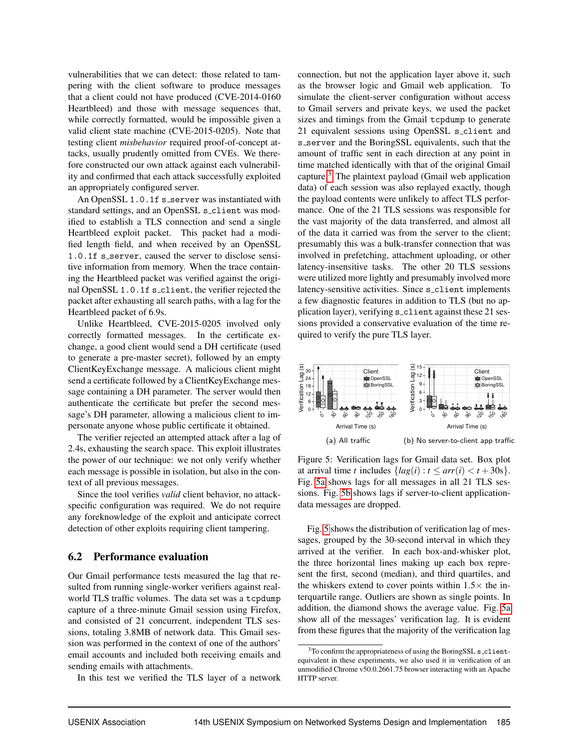vulnerabilities that we can detect: those related to tampering with the client software to produce messages that a client could not have produced (CVE-2014-0160 Heartbleed) and those with message sequences that, while correctly formatted, would be impossible given a valid client state machine (CVE-2015-0205). Note that testing client *misbehavior* required proof-of-concept attacks, usually prudently omitted from CVEs. We therefore constructed our own attack against each vulnerability and confirmed that each attack successfully exploited an appropriately configured server.

An OpenSSL `1.0.1f` `s_server` was instantiated with standard settings, and an OpenSSL `s_client` was modified to establish a TLS connection and send a single Heartbleed exploit packet. This packet had a modified length field, and when received by an OpenSSL `1.0.1f` `s_server`, caused the server to disclose sensitive information from memory. When the trace containing the Heartbleed packet was verified against the original OpenSSL `1.0.1f` `s_client`, the verifier rejected the packet after exhausting all search paths, with a lag for the Heartbleed packet of 6.9s.

Unlike Heartbleed, CVE-2015-0205 involved only correctly formatted messages. In the certificate exchange, a good client would send a DH certificate (used to generate a pre-master secret), followed by an empty ClientKeyExchange message. A malicious client might send a certificate followed by a ClientKeyExchange message containing a DH parameter. The server would then authenticate the certificate but prefer the second message's DH parameter, allowing a malicious client to impersonate anyone whose public certificate it obtained.

The verifier rejected an attempted attack after a lag of 2.4s, exhausting the search space. This exploit illustrates the power of our technique: we not only verify whether each message is possible in isolation, but also in the context of all previous messages.

Since the tool verifies *valid* client behavior, no attack-specific configuration was required. We do not require any foreknowledge of the exploit and anticipate correct detection of other exploits requiring client tampering.

## 6.2 Performance evaluation

Our Gmail performance tests measured the lag that resulted from running single-worker verifiers against real-world TLS traffic volumes. The data set was a `tcpdump` capture of a three-minute Gmail session using Firefox, and consisted of 21 concurrent, independent TLS sessions, totaling 3.8MB of network data. This Gmail session was performed in the context of one of the authors' email accounts and included both receiving emails and sending emails with attachments.

In this test we verified the TLS layer of a network connection, but not the application layer above it, such as the browser logic and Gmail web application. To simulate the client-server configuration without access to Gmail servers and private keys, we used the packet sizes and timings from the Gmail `tcpdump` to generate 21 equivalent sessions using OpenSSL `s_client` and `s_server` and the BoringSSL equivalents, such that the amount of traffic sent in each direction at any point in time matched identically with that of the original Gmail capture.[3] The plaintext payload (Gmail web application data) of each session was also replayed exactly, though the payload contents were unlikely to affect TLS performance. One of the 21 TLS sessions was responsible for the vast majority of the data transferred, and almost all of the data it carried was from the server to the client; presumably this was a bulk-transfer connection that was involved in prefetching, attachment uploading, or other latency-insensitive tasks. The other 20 TLS sessions were utilized more lightly and presumably involved more latency-sensitive activities. Since `s_client` implements a few diagnostic features in addition to TLS (but no application layer), verifying `s_client` against these 21 sessions provided a conservative evaluation of the time required to verify the pure TLS layer.

(a) All traffic

(b) No server-to-client app traffic

Figure 5: Verification lags for Gmail data set. Box plot at arrival time $t$ includes $\{lag(i) : t \leq arr(i) < t + 30\text{s}\}$. Fig. 5a shows lags for all messages in all 21 TLS sessions. Fig. 5b shows lags if server-to-client application-data messages are dropped.

Fig. 5 shows the distribution of verification lag of messages, grouped by the 30-second interval in which they arrived at the verifier. In each box-and-whisker plot, the three horizontal lines making up each box represent the first, second (median), and third quartiles, and the whiskers extend to cover points within $1.5\times$ the interquartile range. Outliers are shown as single points. In addition, the diamond shows the average value. Fig. 5a show all of the messages' verification lag. It is evident from these figures that the majority of the verification lag

[3] To confirm the appropriateness of using the BoringSSL `s_client`-equivalent in these experiments, we also used it in verification of an unmodified Chrome v50.0.2661.75 browser interacting with an Apache HTTP server.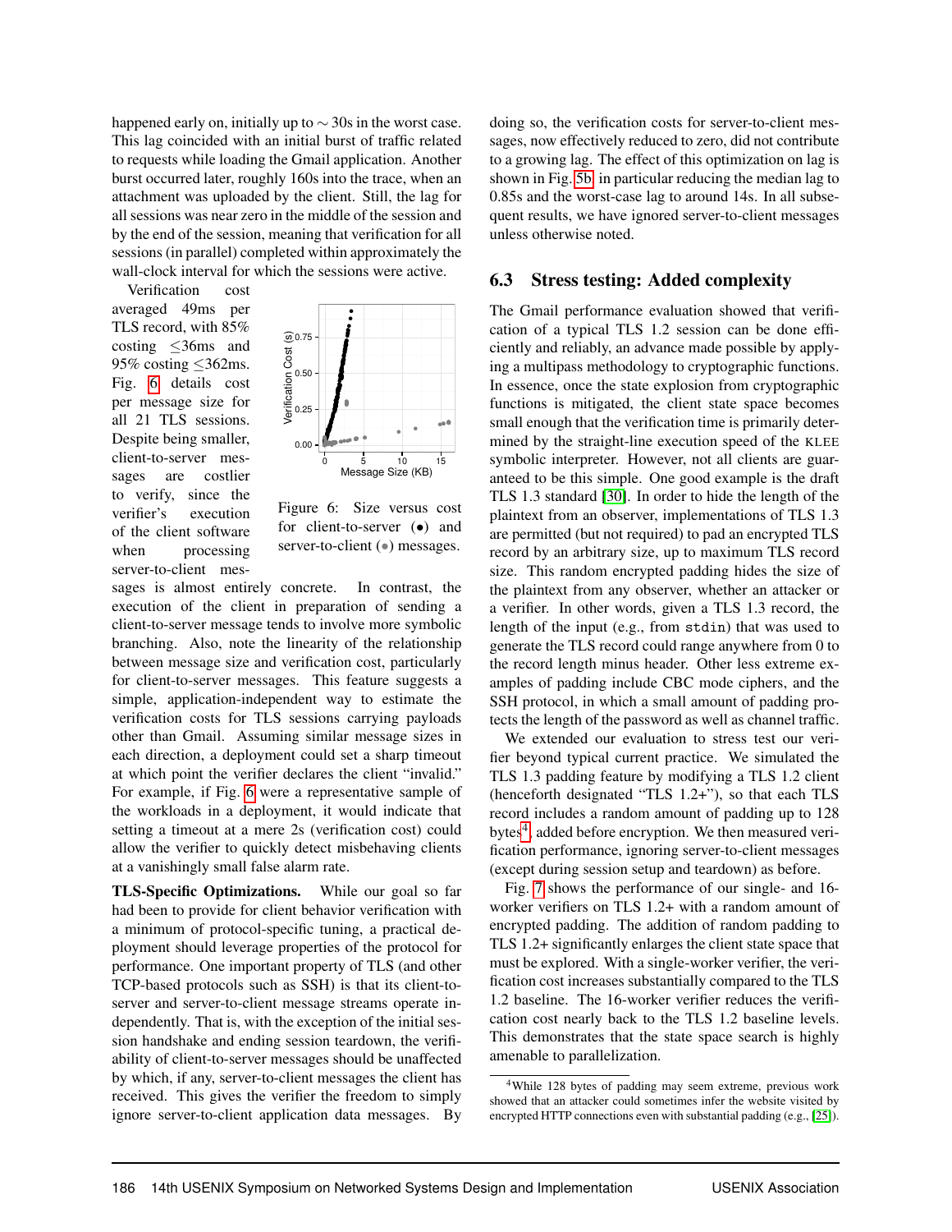happened early on, initially up to $\sim$ 30s in the worst case. This lag coincided with an initial burst of traffic related to requests while loading the Gmail application. Another burst occurred later, roughly 160s into the trace, when an attachment was uploaded by the client. Still, the lag for all sessions was near zero in the middle of the session and by the end of the session, meaning that verification for all sessions (in parallel) completed within approximately the wall-clock interval for which the sessions were active.

Verification cost averaged 49ms per TLS record, with 85% costing $\leq$36ms and 95% costing $\leq$362ms. Fig. 6 details cost per message size for all 21 TLS sessions. Despite being smaller, client-to-server messages are costlier to verify, since the verifier's execution of the client software when processing server-to-client messages is almost entirely concrete. In contrast, the execution of the client in preparation of sending a client-to-server message tends to involve more symbolic branching. Also, note the linearity of the relationship between message size and verification cost, particularly for client-to-server messages. This feature suggests a simple, application-independent way to estimate the verification costs for TLS sessions carrying payloads other than Gmail. Assuming similar message sizes in each direction, a deployment could set a sharp timeout at which point the verifier declares the client "invalid." For example, if Fig. 6 were a representative sample of the workloads in a deployment, it would indicate that setting a timeout at a mere 2s (verification cost) could allow the verifier to quickly detect misbehaving clients at a vanishingly small false alarm rate.

Figure 6: Size versus cost for client-to-server (•) and server-to-client (•) messages.

**TLS-Specific Optimizations.** While our goal so far had been to provide for client behavior verification with a minimum of protocol-specific tuning, a practical deployment should leverage properties of the protocol for performance. One important property of TLS (and other TCP-based protocols such as SSH) is that its client-to-server and server-to-client message streams operate independently. That is, with the exception of the initial session handshake and ending session teardown, the verifiability of client-to-server messages should be unaffected by which, if any, server-to-client messages the client has received. This gives the verifier the freedom to simply ignore server-to-client application data messages. By doing so, the verification costs for server-to-client messages, now effectively reduced to zero, did not contribute to a growing lag. The effect of this optimization on lag is shown in Fig. 5b, in particular reducing the median lag to 0.85s and the worst-case lag to around 14s. In all subsequent results, we have ignored server-to-client messages unless otherwise noted.

## 6.3 Stress testing: Added complexity

The Gmail performance evaluation showed that verification of a typical TLS 1.2 session can be done efficiently and reliably, an advance made possible by applying a multipass methodology to cryptographic functions. In essence, once the state explosion from cryptographic functions is mitigated, the client state space becomes small enough that the verification time is primarily determined by the straight-line execution speed of the KLEE symbolic interpreter. However, not all clients are guaranteed to be this simple. One good example is the draft TLS 1.3 standard [30]. In order to hide the length of the plaintext from an observer, implementations of TLS 1.3 are permitted (but not required) to pad an encrypted TLS record by an arbitrary size, up to maximum TLS record size. This random encrypted padding hides the size of the plaintext from any observer, whether an attacker or a verifier. In other words, given a TLS 1.3 record, the length of the input (e.g., from `stdin`) that was used to generate the TLS record could range anywhere from 0 to the record length minus header. Other less extreme examples of padding include CBC mode ciphers, and the SSH protocol, in which a small amount of padding protects the length of the password as well as channel traffic.

We extended our evaluation to stress test our verifier beyond typical current practice. We simulated the TLS 1.3 padding feature by modifying a TLS 1.2 client (henceforth designated "TLS 1.2+"), so that each TLS record includes a random amount of padding up to 128 bytes[4], added before encryption. We then measured verification performance, ignoring server-to-client messages (except during session setup and teardown) as before.

Fig. 7 shows the performance of our single- and 16-worker verifiers on TLS 1.2+ with a random amount of encrypted padding. The addition of random padding to TLS 1.2+ significantly enlarges the client state space that must be explored. With a single-worker verifier, the verification cost increases substantially compared to the TLS 1.2 baseline. The 16-worker verifier reduces the verification cost nearly back to the TLS 1.2 baseline levels. This demonstrates that the state space search is highly amenable to parallelization.

[4] While 128 bytes of padding may seem extreme, previous work showed that an attacker could sometimes infer the website visited by encrypted HTTP connections even with substantial padding (e.g., [25]).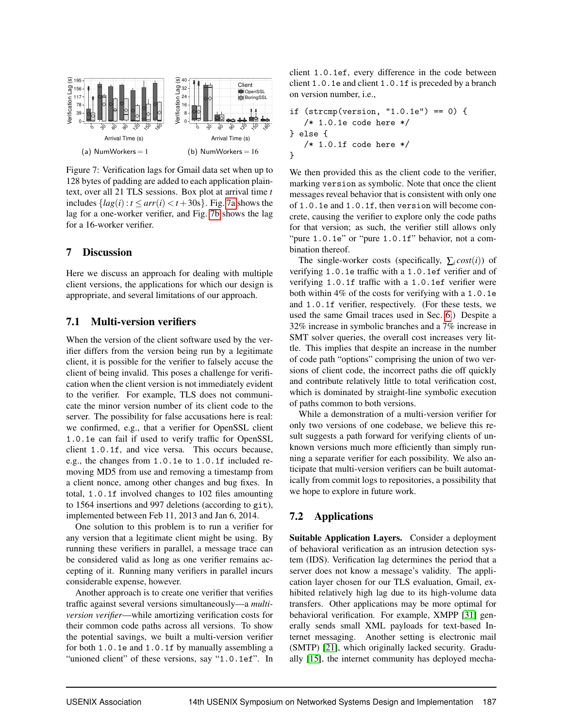(a) NumWorkers = 1

(b) NumWorkers = 16

Figure 7: Verification lags for Gmail data set when up to 128 bytes of padding are added to each application plaintext, over all 21 TLS sessions. Box plot at arrival time $t$ includes $\{lag(i) : t \leq arr(i) < t + 30\text{s}\}$. Fig. 7a shows the lag for a one-worker verifier, and Fig. 7b shows the lag for a 16-worker verifier.

## 7 Discussion

Here we discuss an approach for dealing with multiple client versions, the applications for which our design is appropriate, and several limitations of our approach.

### 7.1 Multi-version verifiers

When the version of the client software used by the verifier differs from the version being run by a legitimate client, it is possible for the verifier to falsely accuse the client of being invalid. This poses a challenge for verification when the client version is not immediately evident to the verifier. For example, TLS does not communicate the minor version number of its client code to the server. The possibility for false accusations here is real: we confirmed, e.g., that a verifier for OpenSSL client `1.0.1e` can fail if used to verify traffic for OpenSSL client `1.0.1f`, and vice versa. This occurs because, e.g., the changes from `1.0.1e` to `1.0.1f` included removing MD5 from use and removing a timestamp from a client nonce, among other changes and bug fixes. In total, `1.0.1f` involved changes to 102 files amounting to 1564 insertions and 997 deletions (according to `git`), implemented between Feb 11, 2013 and Jan 6, 2014.

One solution to this problem is to run a verifier for any version that a legitimate client might be using. By running these verifiers in parallel, a message trace can be considered valid as long as one verifier remains accepting of it. Running many verifiers in parallel incurs considerable expense, however.

Another approach is to create one verifier that verifies traffic against several versions simultaneously—a *multi-version verifier*—while amortizing verification costs for their common code paths across all versions. To show the potential savings, we built a multi-version verifier for both `1.0.1e` and `1.0.1f` by manually assembling a "unioned client" of these versions, say "`1.0.1ef`". In client `1.0.1ef`, every difference in the code between client `1.0.1e` and client `1.0.1f` is preceded by a branch on version number, i.e.,

```
if (strcmp(version, "1.0.1e") == 0) {
   /* 1.0.1e code here */
} else {
   /* 1.0.1f code here */
}
```

We then provided this as the client code to the verifier, marking `version` as symbolic. Note that once the client messages reveal behavior that is consistent with only one of `1.0.1e` and `1.0.1f`, then `version` will become concrete, causing the verifier to explore only the code paths for that version; as such, the verifier still allows only "pure `1.0.1e`" or "pure `1.0.1f`" behavior, not a combination thereof.

The single-worker costs (specifically, $\sum_i cost(i)$) of verifying `1.0.1e` traffic with a `1.0.1ef` verifier and of verifying `1.0.1f` traffic with a `1.0.1ef` verifier were both within 4% of the costs for verifying with a `1.0.1e` and `1.0.1f` verifier, respectively. (For these tests, we used the same Gmail traces used in Sec. 6.) Despite a 32% increase in symbolic branches and a 7% increase in SMT solver queries, the overall cost increases very little. This implies that despite an increase in the number of code path "options" comprising the union of two versions of client code, the incorrect paths die off quickly and contribute relatively little to total verification cost, which is dominated by straight-line symbolic execution of paths common to both versions.

While a demonstration of a multi-version verifier for only two versions of one codebase, we believe this result suggests a path forward for verifying clients of unknown versions much more efficiently than simply running a separate verifier for each possibility. We also anticipate that multi-version verifiers can be built automatically from commit logs to repositories, a possibility that we hope to explore in future work.

### 7.2 Applications

**Suitable Application Layers.** Consider a deployment of behavioral verification as an intrusion detection system (IDS). Verification lag determines the period that a server does not know a message's validity. The application layer chosen for our TLS evaluation, Gmail, exhibited relatively high lag due to its high-volume data transfers. Other applications may be more optimal for behavioral verification. For example, XMPP [31] generally sends small XML payloads for text-based Internet messaging. Another setting is electronic mail (SMTP) [21], which originally lacked security. Gradually [15], the internet community has deployed mecha-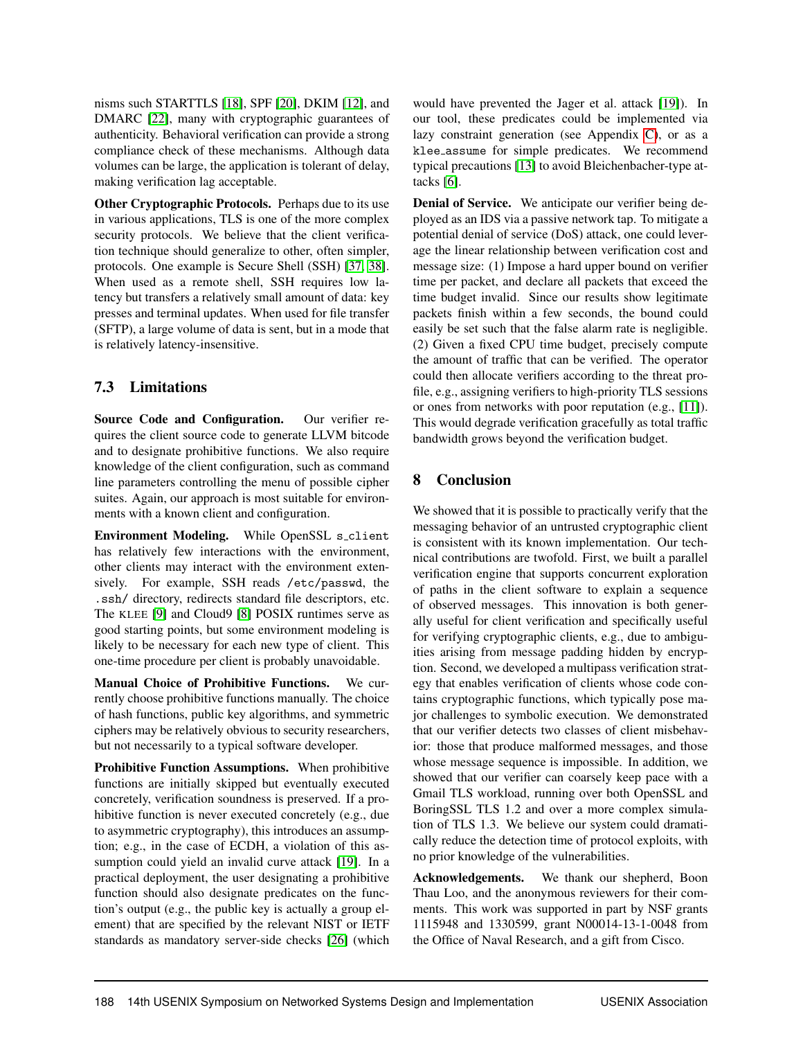nisms such STARTTLS [18], SPF [20], DKIM [12], and DMARC [22], many with cryptographic guarantees of authenticity. Behavioral verification can provide a strong compliance check of these mechanisms. Although data volumes can be large, the application is tolerant of delay, making verification lag acceptable.

**Other Cryptographic Protocols.** Perhaps due to its use in various applications, TLS is one of the more complex security protocols. We believe that the client verification technique should generalize to other, often simpler, protocols. One example is Secure Shell (SSH) [37, 38]. When used as a remote shell, SSH requires low latency but transfers a relatively small amount of data: key presses and terminal updates. When used for file transfer (SFTP), a large volume of data is sent, but in a mode that is relatively latency-insensitive.

## 7.3 Limitations

**Source Code and Configuration.** Our verifier requires the client source code to generate LLVM bitcode and to designate prohibitive functions. We also require knowledge of the client configuration, such as command line parameters controlling the menu of possible cipher suites. Again, our approach is most suitable for environments with a known client and configuration.

**Environment Modeling.** While OpenSSL `s_client` has relatively few interactions with the environment, other clients may interact with the environment extensively. For example, SSH reads `/etc/passwd`, the `.ssh/` directory, redirects standard file descriptors, etc. The KLEE [9] and Cloud9 [8] POSIX runtimes serve as good starting points, but some environment modeling is likely to be necessary for each new type of client. This one-time procedure per client is probably unavoidable.

**Manual Choice of Prohibitive Functions.** We currently choose prohibitive functions manually. The choice of hash functions, public key algorithms, and symmetric ciphers may be relatively obvious to security researchers, but not necessarily to a typical software developer.

**Prohibitive Function Assumptions.** When prohibitive functions are initially skipped but eventually executed concretely, verification soundness is preserved. If a prohibitive function is never executed concretely (e.g., due to asymmetric cryptography), this introduces an assumption; e.g., in the case of ECDH, a violation of this assumption could yield an invalid curve attack [19]. In a practical deployment, the user designating a prohibitive function should also designate predicates on the function's output (e.g., the public key is actually a group element) that are specified by the relevant NIST or IETF standards as mandatory server-side checks [26] (which would have prevented the Jager et al. attack [19]). In our tool, these predicates could be implemented via lazy constraint generation (see Appendix C), or as a `klee_assume` for simple predicates. We recommend typical precautions [13] to avoid Bleichenbacher-type attacks [6].

**Denial of Service.** We anticipate our verifier being deployed as an IDS via a passive network tap. To mitigate a potential denial of service (DoS) attack, one could leverage the linear relationship between verification cost and message size: (1) Impose a hard upper bound on verifier time per packet, and declare all packets that exceed the time budget invalid. Since our results show legitimate packets finish within a few seconds, the bound could easily be set such that the false alarm rate is negligible. (2) Given a fixed CPU time budget, precisely compute the amount of traffic that can be verified. The operator could then allocate verifiers according to the threat profile, e.g., assigning verifiers to high-priority TLS sessions or ones from networks with poor reputation (e.g., [11]). This would degrade verification gracefully as total traffic bandwidth grows beyond the verification budget.

# 8 Conclusion

We showed that it is possible to practically verify that the messaging behavior of an untrusted cryptographic client is consistent with its known implementation. Our technical contributions are twofold. First, we built a parallel verification engine that supports concurrent exploration of paths in the client software to explain a sequence of observed messages. This innovation is both generally useful for client verification and specifically useful for verifying cryptographic clients, e.g., due to ambiguities arising from message padding hidden by encryption. Second, we developed a multipass verification strategy that enables verification of clients whose code contains cryptographic functions, which typically pose major challenges to symbolic execution. We demonstrated that our verifier detects two classes of client misbehavior: those that produce malformed messages, and those whose message sequence is impossible. In addition, we showed that our verifier can coarsely keep pace with a Gmail TLS workload, running over both OpenSSL and BoringSSL TLS 1.2 and over a more complex simulation of TLS 1.3. We believe our system could dramatically reduce the detection time of protocol exploits, with no prior knowledge of the vulnerabilities.

**Acknowledgements.** We thank our shepherd, Boon Thau Loo, and the anonymous reviewers for their comments. This work was supported in part by NSF grants 1115948 and 1330599, grant N00014-13-1-0048 from the Office of Naval Research, and a gift from Cisco.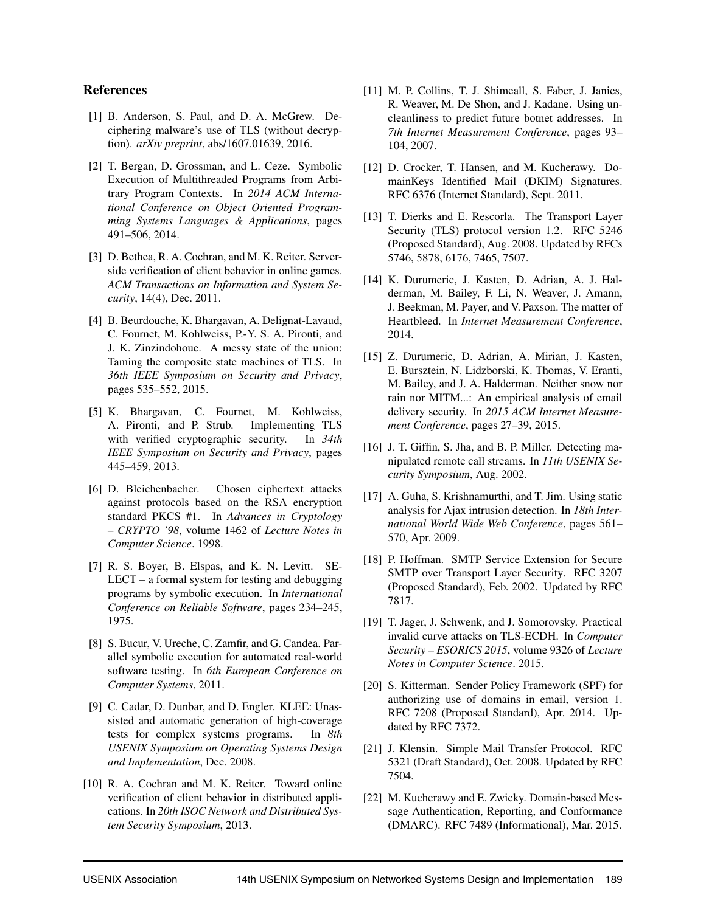## References

[1] B. Anderson, S. Paul, and D. A. McGrew. Deciphering malware's use of TLS (without decryption). *arXiv preprint*, abs/1607.01639, 2016.

[2] T. Bergan, D. Grossman, and L. Ceze. Symbolic Execution of Multithreaded Programs from Arbitrary Program Contexts. In *2014 ACM International Conference on Object Oriented Programming Systems Languages & Applications*, pages 491–506, 2014.

[3] D. Bethea, R. A. Cochran, and M. K. Reiter. Server-side verification of client behavior in online games. *ACM Transactions on Information and System Security*, 14(4), Dec. 2011.

[4] B. Beurdouche, K. Bhargavan, A. Delignat-Lavaud, C. Fournet, M. Kohlweiss, P.-Y. S. A. Pironti, and J. K. Zinzindohoue. A messy state of the union: Taming the composite state machines of TLS. In *36th IEEE Symposium on Security and Privacy*, pages 535–552, 2015.

[5] K. Bhargavan, C. Fournet, M. Kohlweiss, A. Pironti, and P. Strub. Implementing TLS with verified cryptographic security. In *34th IEEE Symposium on Security and Privacy*, pages 445–459, 2013.

[6] D. Bleichenbacher. Chosen ciphertext attacks against protocols based on the RSA encryption standard PKCS #1. In *Advances in Cryptology – CRYPTO '98*, volume 1462 of *Lecture Notes in Computer Science*. 1998.

[7] R. S. Boyer, B. Elspas, and K. N. Levitt. SELECT – a formal system for testing and debugging programs by symbolic execution. In *International Conference on Reliable Software*, pages 234–245, 1975.

[8] S. Bucur, V. Ureche, C. Zamfir, and G. Candea. Parallel symbolic execution for automated real-world software testing. In *6th European Conference on Computer Systems*, 2011.

[9] C. Cadar, D. Dunbar, and D. Engler. KLEE: Unassisted and automatic generation of high-coverage tests for complex systems programs. In *8th USENIX Symposium on Operating Systems Design and Implementation*, Dec. 2008.

[10] R. A. Cochran and M. K. Reiter. Toward online verification of client behavior in distributed applications. In *20th ISOC Network and Distributed System Security Symposium*, 2013.

[11] M. P. Collins, T. J. Shimeall, S. Faber, J. Janies, R. Weaver, M. De Shon, and J. Kadane. Using uncleanliness to predict future botnet addresses. In *7th Internet Measurement Conference*, pages 93–104, 2007.

[12] D. Crocker, T. Hansen, and M. Kucherawy. DomainKeys Identified Mail (DKIM) Signatures. RFC 6376 (Internet Standard), Sept. 2011.

[13] T. Dierks and E. Rescorla. The Transport Layer Security (TLS) protocol version 1.2. RFC 5246 (Proposed Standard), Aug. 2008. Updated by RFCs 5746, 5878, 6176, 7465, 7507.

[14] K. Durumeric, J. Kasten, D. Adrian, A. J. Halderman, M. Bailey, F. Li, N. Weaver, J. Amann, J. Beekman, M. Payer, and V. Paxson. The matter of Heartbleed. In *Internet Measurement Conference*, 2014.

[15] Z. Durumeric, D. Adrian, A. Mirian, J. Kasten, E. Bursztein, N. Lidzborski, K. Thomas, V. Eranti, M. Bailey, and J. A. Halderman. Neither snow nor rain nor MITM...: An empirical analysis of email delivery security. In *2015 ACM Internet Measurement Conference*, pages 27–39, 2015.

[16] J. T. Giffin, S. Jha, and B. P. Miller. Detecting manipulated remote call streams. In *11th USENIX Security Symposium*, Aug. 2002.

[17] A. Guha, S. Krishnamurthi, and T. Jim. Using static analysis for Ajax intrusion detection. In *18th International World Wide Web Conference*, pages 561–570, Apr. 2009.

[18] P. Hoffman. SMTP Service Extension for Secure SMTP over Transport Layer Security. RFC 3207 (Proposed Standard), Feb. 2002. Updated by RFC 7817.

[19] T. Jager, J. Schwenk, and J. Somorovsky. Practical invalid curve attacks on TLS-ECDH. In *Computer Security – ESORICS 2015*, volume 9326 of *Lecture Notes in Computer Science*. 2015.

[20] S. Kitterman. Sender Policy Framework (SPF) for authorizing use of domains in email, version 1. RFC 7208 (Proposed Standard), Apr. 2014. Updated by RFC 7372.

[21] J. Klensin. Simple Mail Transfer Protocol. RFC 5321 (Draft Standard), Oct. 2008. Updated by RFC 7504.

[22] M. Kucherawy and E. Zwicky. Domain-based Message Authentication, Reporting, and Conformance (DMARC). RFC 7489 (Informational), Mar. 2015.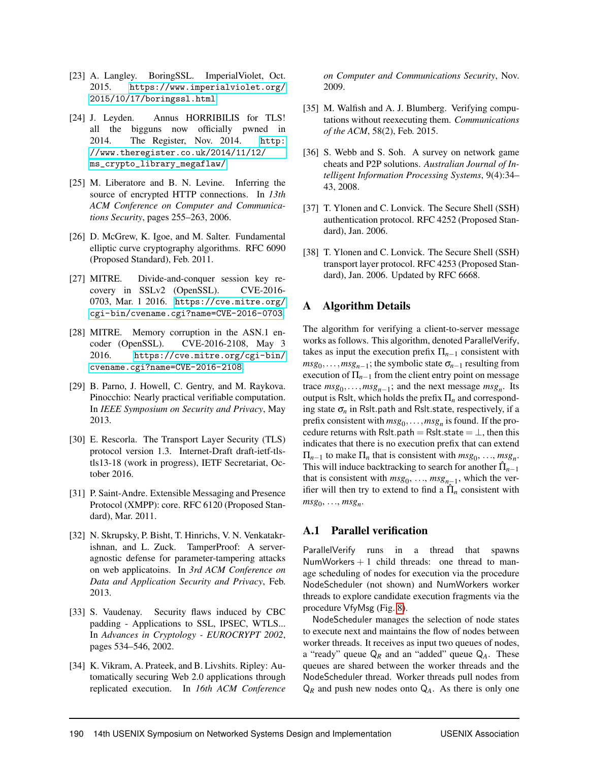[23] A. Langley. BoringSSL. ImperialViolet, Oct. 2015. https://www.imperialviolet.org/2015/10/17/boringssl.html.

[24] J. Leyden. Annus HORRIBILIS for TLS! all the bigguns now officially pwned in 2014. The Register, Nov. 2014. http://www.theregister.co.uk/2014/11/12/ms_crypto_library_megaflaw/.

[25] M. Liberatore and B. N. Levine. Inferring the source of encrypted HTTP connections. In *13th ACM Conference on Computer and Communications Security*, pages 255–263, 2006.

[26] D. McGrew, K. Igoe, and M. Salter. Fundamental elliptic curve cryptography algorithms. RFC 6090 (Proposed Standard), Feb. 2011.

[27] MITRE. Divide-and-conquer session key recovery in SSLv2 (OpenSSL). CVE-2016-0703, Mar. 1 2016. https://cve.mitre.org/cgi-bin/cvename.cgi?name=CVE-2016-0703.

[28] MITRE. Memory corruption in the ASN.1 encoder (OpenSSL). CVE-2016-2108, May 3 2016. https://cve.mitre.org/cgi-bin/cvename.cgi?name=CVE-2016-2108.

[29] B. Parno, J. Howell, C. Gentry, and M. Raykova. Pinocchio: Nearly practical verifiable computation. In *IEEE Symposium on Security and Privacy*, May 2013.

[30] E. Rescorla. The Transport Layer Security (TLS) protocol version 1.3. Internet-Draft draft-ietf-tls-tls13-18 (work in progress), IETF Secretariat, October 2016.

[31] P. Saint-Andre. Extensible Messaging and Presence Protocol (XMPP): core. RFC 6120 (Proposed Standard), Mar. 2011.

[32] N. Skrupsky, P. Bisht, T. Hinrichs, V. N. Venkatakrishnan, and L. Zuck. TamperProof: A server-agnostic defense for parameter-tampering attacks on web applicatoins. In *3rd ACM Conference on Data and Application Security and Privacy*, Feb. 2013.

[33] S. Vaudenay. Security flaws induced by CBC padding - Applications to SSL, IPSEC, WTLS... In *Advances in Cryptology - EUROCRYPT 2002*, pages 534–546, 2002.

[34] K. Vikram, A. Prateek, and B. Livshits. Ripley: Automatically securing Web 2.0 applications through replicated execution. In *16th ACM Conference on Computer and Communications Security*, Nov. 2009.

[35] M. Walfish and A. J. Blumberg. Verifying computations without reexecuting them. *Communications of the ACM*, 58(2), Feb. 2015.

[36] S. Webb and S. Soh. A survey on network game cheats and P2P solutions. *Australian Journal of Intelligent Information Processing Systems*, 9(4):34–43, 2008.

[37] T. Ylonen and C. Lonvick. The Secure Shell (SSH) authentication protocol. RFC 4252 (Proposed Standard), Jan. 2006.

[38] T. Ylonen and C. Lonvick. The Secure Shell (SSH) transport layer protocol. RFC 4253 (Proposed Standard), Jan. 2006. Updated by RFC 6668.

# A Algorithm Details

The algorithm for verifying a client-to-server message works as follows. This algorithm, denoted ParallelVerify, takes as input the execution prefix $\Pi_{n-1}$ consistent with $msg_0, \ldots, msg_{n-1}$; the symbolic state $\sigma_{n-1}$ resulting from execution of $\Pi_{n-1}$ from the client entry point on message trace $msg_0, \ldots, msg_{n-1}$; and the next message $msg_n$. Its output is Rslt, which holds the prefix $\Pi_n$ and corresponding state $\sigma_n$ in Rslt.path and Rslt.state, respectively, if a prefix consistent with $msg_0, \ldots, msg_n$ is found. If the procedure returns with Rslt.path = Rslt.state = $\perp$, then this indicates that there is no execution prefix that can extend $\Pi_{n-1}$ to make $\Pi_n$ that is consistent with $msg_0$, …, $msg_n$. This will induce backtracking to search for another $\hat{\Pi}_{n-1}$ that is consistent with $msg_0$, …, $msg_{n-1}$, which the verifier will then try to extend to find a $\hat{\Pi}_n$ consistent with $msg_0$, …, $msg_n$.

## A.1 Parallel verification

ParallelVerify runs in a thread that spawns NumWorkers + 1 child threads: one thread to manage scheduling of nodes for execution via the procedure NodeScheduler (not shown) and NumWorkers worker threads to explore candidate execution fragments via the procedure VfyMsg (Fig. 8).

NodeScheduler manages the selection of node states to execute next and maintains the flow of nodes between worker threads. It receives as input two queues of nodes, a "ready" queue $\mathsf{Q}_R$ and an "added" queue $\mathsf{Q}_A$. These queues are shared between the worker threads and the NodeScheduler thread. Worker threads pull nodes from $\mathsf{Q}_R$ and push new nodes onto $\mathsf{Q}_A$. As there is only one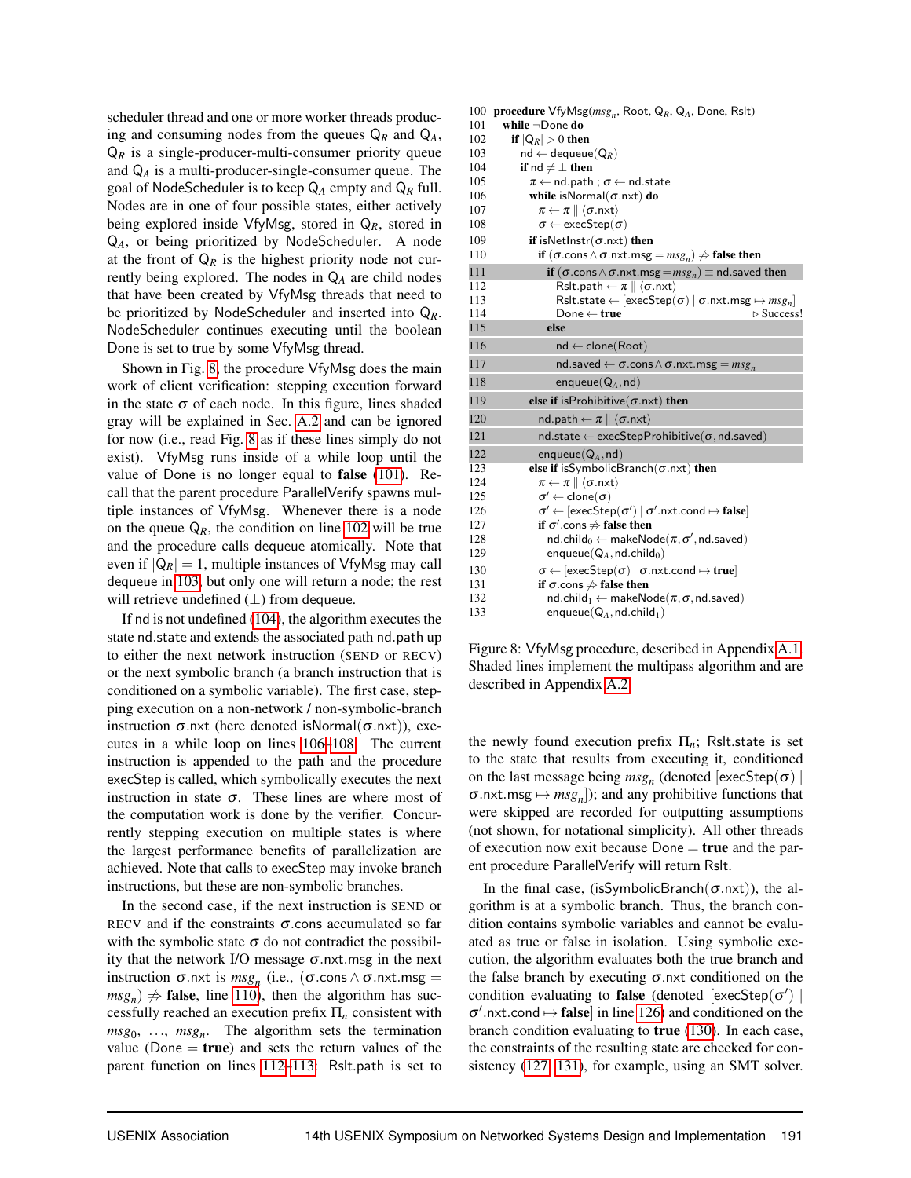scheduler thread and one or more worker threads producing and consuming nodes from the queues $\mathsf{Q}_R$ and $\mathsf{Q}_A$. $\mathsf{Q}_R$ is a single-producer-multi-consumer priority queue and $\mathsf{Q}_A$ is a multi-producer-single-consumer queue. The goal of NodeScheduler is to keep $\mathsf{Q}_A$ empty and $\mathsf{Q}_R$ full. Nodes are in one of four possible states, either actively being explored inside VfyMsg, stored in $\mathsf{Q}_R$, stored in $\mathsf{Q}_A$, or being prioritized by NodeScheduler. A node at the front of $\mathsf{Q}_R$ is the highest priority node not currently being explored. The nodes in $\mathsf{Q}_A$ are child nodes that have been created by VfyMsg threads that need to be prioritized by NodeScheduler and inserted into $\mathsf{Q}_R$. NodeScheduler continues executing until the boolean Done is set to true by some VfyMsg thread.

Shown in Fig. 8, the procedure VfyMsg does the main work of client verification: stepping execution forward in the state $\sigma$ of each node. In this figure, lines shaded gray will be explained in Sec. A.2 and can be ignored for now (i.e., read Fig. 8 as if these lines simply do not exist). VfyMsg runs inside of a while loop until the value of Done is no longer equal to **false** (101). Recall that the parent procedure ParallelVerify spawns multiple instances of VfyMsg. Whenever there is a node on the queue $\mathsf{Q}_R$, the condition on line 102 will be true and the procedure calls dequeue atomically. Note that even if $|\mathsf{Q}_R| = 1$, multiple instances of VfyMsg may call dequeue in 103, but only one will return a node; the rest will retrieve undefined ($\perp$) from dequeue.

If nd is not undefined (104), the algorithm executes the state nd.state and extends the associated path nd.path up to either the next network instruction (SEND or RECV) or the next symbolic branch (a branch instruction that is conditioned on a symbolic variable). The first case, stepping execution on a non-network / non-symbolic-branch instruction $\sigma$.nxt (here denoted isNormal($\sigma$.nxt)), executes in a while loop on lines 106–108. The current instruction is appended to the path and the procedure execStep is called, which symbolically executes the next instruction in state $\sigma$. These lines are where most of the computation work is done by the verifier. Concurrently stepping execution on multiple states is where the largest performance benefits of parallelization are achieved. Note that calls to execStep may invoke branch instructions, but these are non-symbolic branches.

In the second case, if the next instruction is SEND or RECV and if the constraints $\sigma$.cons accumulated so far with the symbolic state $\sigma$ do not contradict the possibility that the network I/O message $\sigma$.nxt.msg in the next instruction $\sigma$.nxt is $msg_n$ (i.e., $(\sigma.\text{cons} \wedge \sigma.\text{nxt.msg} = msg_n) \not\Rightarrow$ **false**, line 110), then the algorithm has successfully reached an execution prefix $\Pi_n$ consistent with $msg_0, \ldots, msg_n$. The algorithm sets the termination value (Done = **true**) and sets the return values of the parent function on lines 112–113. Rslt.path is set to the newly found execution prefix $\Pi_n$; Rslt.state is set to the state that results from executing it, conditioned on the last message being $msg_n$ (denoted [execStep($\sigma$) | $\sigma$.nxt.msg $\mapsto msg_n$]); and any prohibitive functions that were skipped are recorded for outputting assumptions (not shown, for notational simplicity). All other threads of execution now exit because Done = **true** and the parent procedure ParallelVerify will return Rslt.

In the final case, (isSymbolicBranch($\sigma$.nxt)), the algorithm is at a symbolic branch. Thus, the branch condition contains symbolic variables and cannot be evaluated as true or false in isolation. Using symbolic execution, the algorithm evaluates both the true branch and the false branch by executing $\sigma$.nxt conditioned on the condition evaluating to **false** (denoted [execStep($\sigma'$) | $\sigma'$.nxt.cond $\mapsto$ **false**] in line 126) and conditioned on the branch condition evaluating to **true** (130). In each case, the constraints of the resulting state are checked for consistency (127, 131), for example, using an SMT solver.

```
100 procedure VfyMsg(msg_n, Root, Q_R, Q_A, Done, Rslt)
101   while ¬Done do
102     if |Q_R| > 0 then
103       nd ← dequeue(Q_R)
104       if nd ≠ ⊥ then
105         π ← nd.path ; σ ← nd.state
106         while isNormal(σ.nxt) do
107           π ← π ∥ ⟨σ.nxt⟩
108           σ ← execStep(σ)
109         if isNetInstr(σ.nxt) then
110           if (σ.cons ∧ σ.nxt.msg = msg_n) ⇏ false then
111             if (σ.cons ∧ σ.nxt.msg = msg_n) ≡ nd.saved then
112               Rslt.path ← π ∥ ⟨σ.nxt⟩
113               Rslt.state ← [execStep(σ) | σ.nxt.msg ↦ msg_n]
114               Done ← true                                  ▷ Success!
115             else
116               nd ← clone(Root)
117               nd.saved ← σ.cons ∧ σ.nxt.msg = msg_n
118               enqueue(Q_A, nd)
119         else if isProhibitive(σ.nxt) then
120           nd.path ← π ∥ ⟨σ.nxt⟩
121           nd.state ← execStepProhibitive(σ, nd.saved)
122           enqueue(Q_A, nd)
123         else if isSymbolicBranch(σ.nxt) then
124           π ← π ∥ ⟨σ.nxt⟩
125           σ' ← clone(σ)
126           σ' ← [execStep(σ') | σ'.nxt.cond ↦ false]
127           if σ'.cons ⇏ false then
128             nd.child_0 ← makeNode(π, σ', nd.saved)
129             enqueue(Q_A, nd.child_0)
130           σ ← [execStep(σ) | σ.nxt.cond ↦ true]
131           if σ.cons ⇏ false then
132             nd.child_1 ← makeNode(π, σ, nd.saved)
133             enqueue(Q_A, nd.child_1)
```

Figure 8: VfyMsg procedure, described in Appendix A.1. Shaded lines implement the multipass algorithm and are described in Appendix A.2.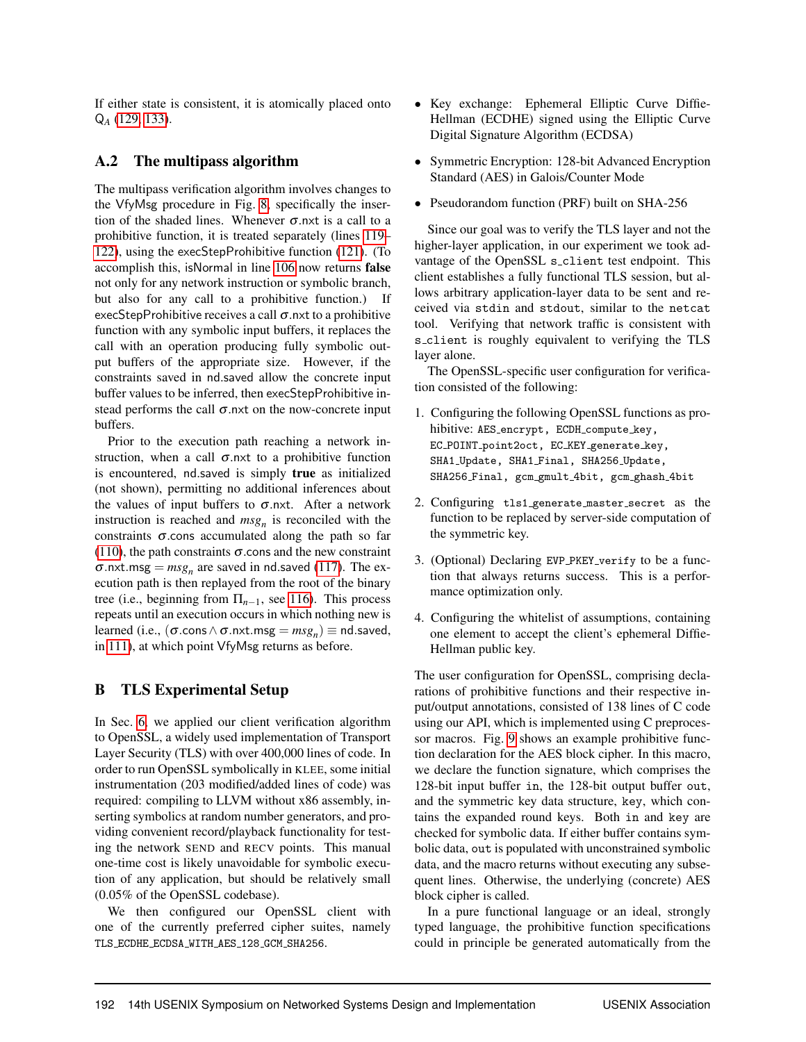If either state is consistent, it is atomically placed onto $Q_A$ (129, 133).

## A.2 The multipass algorithm

The multipass verification algorithm involves changes to the VfyMsg procedure in Fig. 8, specifically the insertion of the shaded lines. Whenever $\sigma$.nxt is a call to a prohibitive function, it is treated separately (lines 119–122), using the execStepProhibitive function (121). (To accomplish this, isNormal in line 106 now returns **false** not only for any network instruction or symbolic branch, but also for any call to a prohibitive function.) If execStepProhibitive receives a call $\sigma$.nxt to a prohibitive function with any symbolic input buffers, it replaces the call with an operation producing fully symbolic output buffers of the appropriate size. However, if the constraints saved in nd.saved allow the concrete input buffer values to be inferred, then execStepProhibitive instead performs the call $\sigma$.nxt on the now-concrete input buffers.

Prior to the execution path reaching a network instruction, when a call $\sigma$.nxt to a prohibitive function is encountered, nd.saved is simply **true** as initialized (not shown), permitting no additional inferences about the values of input buffers to $\sigma$.nxt. After a network instruction is reached and $msg_n$ is reconciled with the constraints $\sigma$.cons accumulated along the path so far (110), the path constraints $\sigma$.cons and the new constraint $\sigma.\mathsf{nxt}.\mathsf{msg} = msg_n$ are saved in nd.saved (117). The execution path is then replayed from the root of the binary tree (i.e., beginning from $\Pi_{n-1}$, see 116). This process repeats until an execution occurs in which nothing new is learned (i.e., $(\sigma.\mathsf{cons} \wedge \sigma.\mathsf{nxt}.\mathsf{msg} = msg_n) \equiv \mathsf{nd}.\mathsf{saved}$, in 111), at which point VfyMsg returns as before.

# B TLS Experimental Setup

In Sec. 6, we applied our client verification algorithm to OpenSSL, a widely used implementation of Transport Layer Security (TLS) with over 400,000 lines of code. In order to run OpenSSL symbolically in KLEE, some initial instrumentation (203 modified/added lines of code) was required: compiling to LLVM without x86 assembly, inserting symbolics at random number generators, and providing convenient record/playback functionality for testing the network SEND and RECV points. This manual one-time cost is likely unavoidable for symbolic execution of any application, but should be relatively small (0.05% of the OpenSSL codebase).

We then configured our OpenSSL client with one of the currently preferred cipher suites, namely TLS_ECDHE_ECDSA_WITH_AES_128_GCM_SHA256.

- Key exchange: Ephemeral Elliptic Curve Diffie-Hellman (ECDHE) signed using the Elliptic Curve Digital Signature Algorithm (ECDSA)
- Symmetric Encryption: 128-bit Advanced Encryption Standard (AES) in Galois/Counter Mode
- Pseudorandom function (PRF) built on SHA-256

Since our goal was to verify the TLS layer and not the higher-layer application, in our experiment we took advantage of the OpenSSL `s_client` test endpoint. This client establishes a fully functional TLS session, but allows arbitrary application-layer data to be sent and received via `stdin` and `stdout`, similar to the `netcat` tool. Verifying that network traffic is consistent with `s_client` is roughly equivalent to verifying the TLS layer alone.

The OpenSSL-specific user configuration for verification consisted of the following:

1. Configuring the following OpenSSL functions as prohibitive: `AES_encrypt`, `ECDH_compute_key`, `EC_POINT_point2oct`, `EC_KEY_generate_key`, `SHA1_Update`, `SHA1_Final`, `SHA256_Update`, `SHA256_Final`, `gcm_gmult_4bit`, `gcm_ghash_4bit`
2. Configuring `tls1_generate_master_secret` as the function to be replaced by server-side computation of the symmetric key.
3. (Optional) Declaring `EVP_PKEY_verify` to be a function that always returns success. This is a performance optimization only.
4. Configuring the whitelist of assumptions, containing one element to accept the client's ephemeral Diffie-Hellman public key.

The user configuration for OpenSSL, comprising declarations of prohibitive functions and their respective input/output annotations, consisted of 138 lines of C code using our API, which is implemented using C preprocessor macros. Fig. 9 shows an example prohibitive function declaration for the AES block cipher. In this macro, we declare the function signature, which comprises the 128-bit input buffer `in`, the 128-bit output buffer `out`, and the symmetric key data structure, `key`, which contains the expanded round keys. Both `in` and `key` are checked for symbolic data. If either buffer contains symbolic data, `out` is populated with unconstrained symbolic data, and the macro returns without executing any subsequent lines. Otherwise, the underlying (concrete) AES block cipher is called.

In a pure functional language or an ideal, strongly typed language, the prohibitive function specifications could in principle be generated automatically from the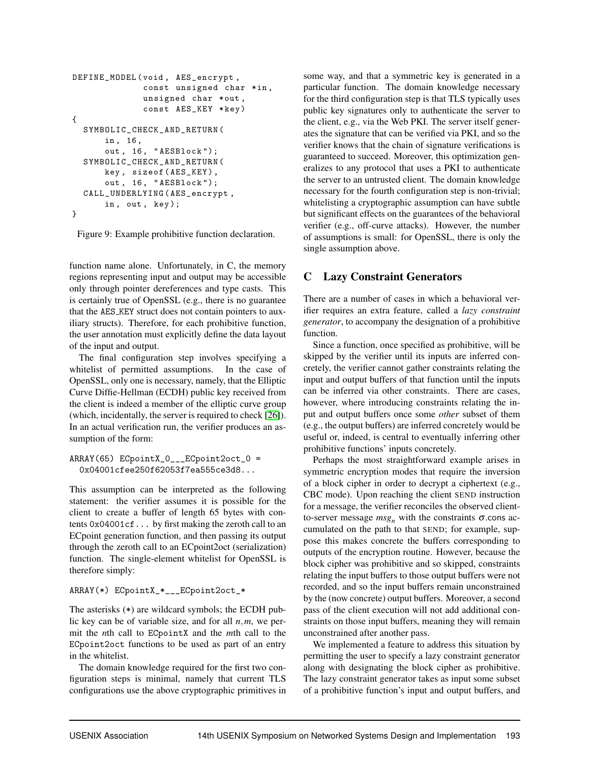```
DEFINE_MODEL(void, AES_encrypt,
             const unsigned char *in,
             unsigned char *out,
             const AES_KEY *key)
{
  SYMBOLIC_CHECK_AND_RETURN(
      in, 16,
      out, 16, "AESBlock");
  SYMBOLIC_CHECK_AND_RETURN(
      key, sizeof(AES_KEY),
      out, 16, "AESBlock");
  CALL_UNDERLYING(AES_encrypt,
      in, out, key);
}
```

Figure 9: Example prohibitive function declaration.

function name alone. Unfortunately, in C, the memory regions representing input and output may be accessible only through pointer dereferences and type casts. This is certainly true of OpenSSL (e.g., there is no guarantee that the AES_KEY struct does not contain pointers to auxiliary structs). Therefore, for each prohibitive function, the user annotation must explicitly define the data layout of the input and output.

The final configuration step involves specifying a whitelist of permitted assumptions. In the case of OpenSSL, only one is necessary, namely, that the Elliptic Curve Diffie-Hellman (ECDH) public key received from the client is indeed a member of the elliptic curve group (which, incidentally, the server is required to check [26]). In an actual verification run, the verifier produces an assumption of the form:

```
ARRAY(65) ECpointX_0___ECpoint2oct_0 =
  0x04001cfee250f62053f7ea555ce3d8...
```

This assumption can be interpreted as the following statement: the verifier assumes it is possible for the client to create a buffer of length 65 bytes with contents 0x04001cf... by first making the zeroth call to an ECpoint generation function, and then passing its output through the zeroth call to an ECpoint2oct (serialization) function. The single-element whitelist for OpenSSL is therefore simply:

```
ARRAY(*) ECpointX_*___ECpoint2oct_*
```

The asterisks (*) are wildcard symbols; the ECDH public key can be of variable size, and for all $n,m$, we permit the $n$th call to ECpointX and the $m$th call to the ECpoint2oct functions to be used as part of an entry in the whitelist.

The domain knowledge required for the first two configuration steps is minimal, namely that current TLS configurations use the above cryptographic primitives in some way, and that a symmetric key is generated in a particular function. The domain knowledge necessary for the third configuration step is that TLS typically uses public key signatures only to authenticate the server to the client, e.g., via the Web PKI. The server itself generates the signature that can be verified via PKI, and so the verifier knows that the chain of signature verifications is guaranteed to succeed. Moreover, this optimization generalizes to any protocol that uses a PKI to authenticate the server to an untrusted client. The domain knowledge necessary for the fourth configuration step is non-trivial; whitelisting a cryptographic assumption can have subtle but significant effects on the guarantees of the behavioral verifier (e.g., off-curve attacks). However, the number of assumptions is small: for OpenSSL, there is only the single assumption above.

## C Lazy Constraint Generators

There are a number of cases in which a behavioral verifier requires an extra feature, called a *lazy constraint generator*, to accompany the designation of a prohibitive function.

Since a function, once specified as prohibitive, will be skipped by the verifier until its inputs are inferred concretely, the verifier cannot gather constraints relating the input and output buffers of that function until the inputs can be inferred via other constraints. There are cases, however, where introducing constraints relating the input and output buffers once some *other* subset of them (e.g., the output buffers) are inferred concretely would be useful or, indeed, is central to eventually inferring other prohibitive functions' inputs concretely.

Perhaps the most straightforward example arises in symmetric encryption modes that require the inversion of a block cipher in order to decrypt a ciphertext (e.g., CBC mode). Upon reaching the client SEND instruction for a message, the verifier reconciles the observed client-to-server message $msg_n$ with the constraints $\sigma$.cons accumulated on the path to that SEND; for example, suppose this makes concrete the buffers corresponding to outputs of the encryption routine. However, because the block cipher was prohibitive and so skipped, constraints relating the input buffers to those output buffers were not recorded, and so the input buffers remain unconstrained by the (now concrete) output buffers. Moreover, a second pass of the client execution will not add additional constraints on those input buffers, meaning they will remain unconstrained after another pass.

We implemented a feature to address this situation by permitting the user to specify a lazy constraint generator along with designating the block cipher as prohibitive. The lazy constraint generator takes as input some subset of a prohibitive function's input and output buffers, and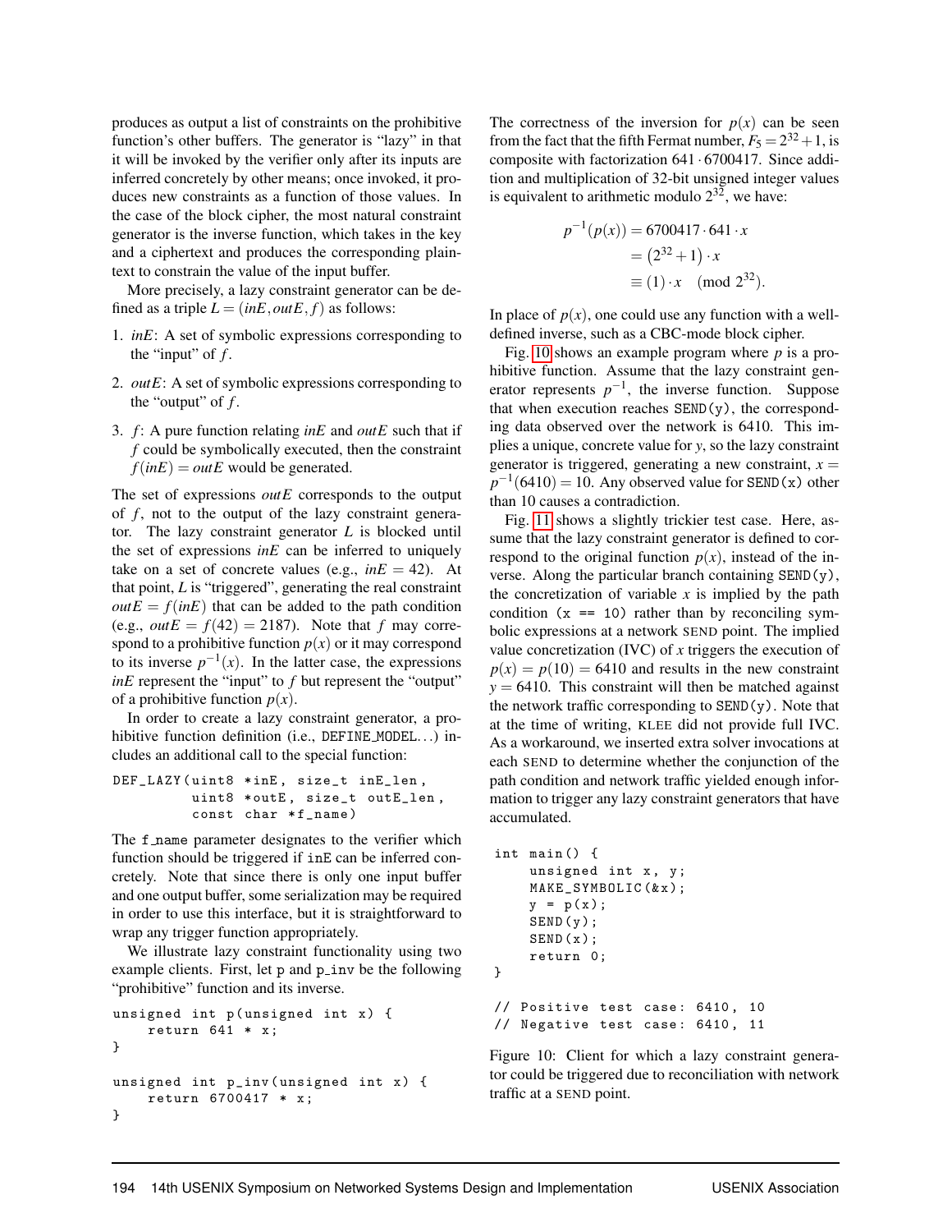produces as output a list of constraints on the prohibitive function's other buffers. The generator is "lazy" in that it will be invoked by the verifier only after its inputs are inferred concretely by other means; once invoked, it produces new constraints as a function of those values. In the case of the block cipher, the most natural constraint generator is the inverse function, which takes in the key and a ciphertext and produces the corresponding plaintext to constrain the value of the input buffer.

More precisely, a lazy constraint generator can be defined as a triple $L = (inE, outE, f)$ as follows:

1. $inE$: A set of symbolic expressions corresponding to the "input" of $f$.
2. $outE$: A set of symbolic expressions corresponding to the "output" of $f$.
3. $f$: A pure function relating $inE$ and $outE$ such that if $f$ could be symbolically executed, then the constraint $f(inE) = outE$ would be generated.

The set of expressions $outE$ corresponds to the output of $f$, not to the output of the lazy constraint generator. The lazy constraint generator $L$ is blocked until the set of expressions $inE$ can be inferred to uniquely take on a set of concrete values (e.g., $inE = 42$). At that point, $L$ is "triggered", generating the real constraint $outE = f(inE)$ that can be added to the path condition (e.g., $outE = f(42) = 2187$). Note that $f$ may correspond to a prohibitive function $p(x)$ or it may correspond to its inverse $p^{-1}(x)$. In the latter case, the expressions $inE$ represent the "input" to $f$ but represent the "output" of a prohibitive function $p(x)$.

In order to create a lazy constraint generator, a prohibitive function definition (i.e., DEFINE_MODEL...) includes an additional call to the special function:

```
DEF_LAZY(uint8 *inE, size_t inE_len,
         uint8 *outE, size_t outE_len,
         const char *f_name)
```

The f_name parameter designates to the verifier which function should be triggered if inE can be inferred concretely. Note that since there is only one input buffer and one output buffer, some serialization may be required in order to use this interface, but it is straightforward to wrap any trigger function appropriately.

We illustrate lazy constraint functionality using two example clients. First, let p and p_inv be the following "prohibitive" function and its inverse.

```
unsigned int p(unsigned int x) {
    return 641 * x;
}

unsigned int p_inv(unsigned int x) {
    return 6700417 * x;
}
```

The correctness of the inversion for $p(x)$ can be seen from the fact that the fifth Fermat number, $F_5 = 2^{32} + 1$, is composite with factorization $641 \cdot 6700417$. Since addition and multiplication of 32-bit unsigned integer values is equivalent to arithmetic modulo $2^{32}$, we have:

$$
\begin{aligned}
p^{-1}(p(x)) &= 6700417 \cdot 641 \cdot x \\
&= \left(2^{32} + 1\right) \cdot x \\
&\equiv (1) \cdot x \pmod{2^{32}}.
\end{aligned}
$$

In place of $p(x)$, one could use any function with a well-defined inverse, such as a CBC-mode block cipher.

Fig. 10 shows an example program where $p$ is a prohibitive function. Assume that the lazy constraint generator represents $p^{-1}$, the inverse function. Suppose that when execution reaches SEND(y), the corresponding data observed over the network is 6410. This implies a unique, concrete value for $y$, so the lazy constraint generator is triggered, generating a new constraint, $x = p^{-1}(6410) = 10$. Any observed value for SEND(x) other than 10 causes a contradiction.

Fig. 11 shows a slightly trickier test case. Here, assume that the lazy constraint generator is defined to correspond to the original function $p(x)$, instead of the inverse. Along the particular branch containing SEND(y), the concretization of variable $x$ is implied by the path condition (x == 10) rather than by reconciling symbolic expressions at a network SEND point. The implied value concretization (IVC) of $x$ triggers the execution of $p(x) = p(10) = 6410$ and results in the new constraint $y = 6410$. This constraint will then be matched against the network traffic corresponding to SEND(y). Note that at the time of writing, KLEE did not provide full IVC. As a workaround, we inserted extra solver invocations at each SEND to determine whether the conjunction of the path condition and network traffic yielded enough information to trigger any lazy constraint generators that have accumulated.

```
int main() {
    unsigned int x, y;
    MAKE_SYMBOLIC(&x);
    y = p(x);
    SEND(y);
    SEND(x);
    return 0;
}

// Positive test case: 6410, 10
// Negative test case: 6410, 11
```

Figure 10: Client for which a lazy constraint generator could be triggered due to reconciliation with network traffic at a SEND point.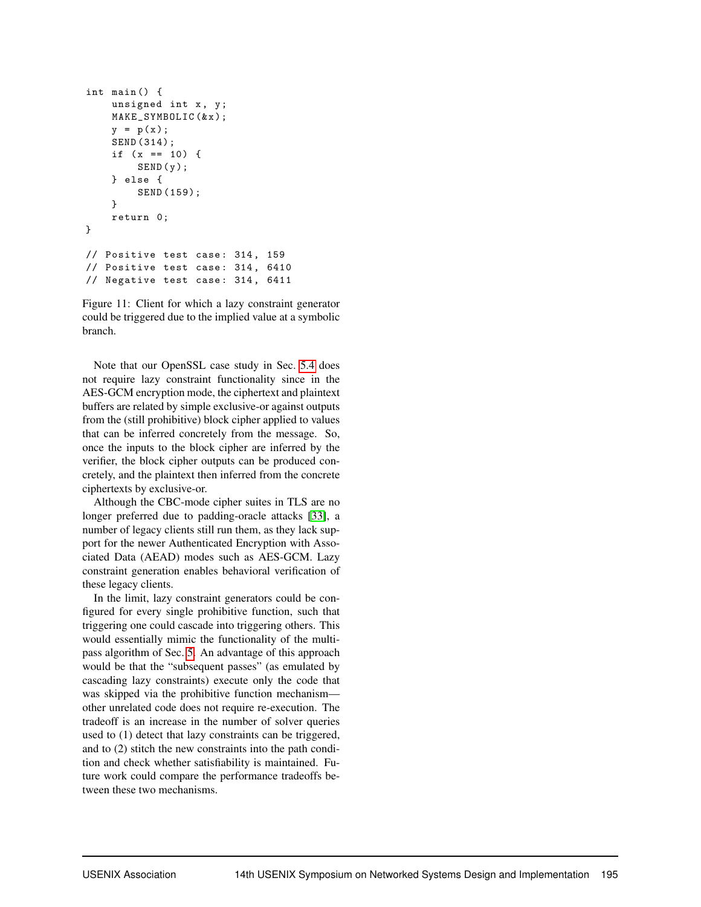```
int main() {
    unsigned int x, y;
    MAKE_SYMBOLIC(&x);
    y = p(x);
    SEND(314);
    if (x == 10) {
        SEND(y);
    } else {
        SEND(159);
    }
    return 0;
}

// Positive test case: 314, 159
// Positive test case: 314, 6410
// Negative test case: 314, 6411
```

Figure 11: Client for which a lazy constraint generator could be triggered due to the implied value at a symbolic branch.

Note that our OpenSSL case study in Sec. 5.4 does not require lazy constraint functionality since in the AES-GCM encryption mode, the ciphertext and plaintext buffers are related by simple exclusive-or against outputs from the (still prohibitive) block cipher applied to values that can be inferred concretely from the message. So, once the inputs to the block cipher are inferred by the verifier, the block cipher outputs can be produced concretely, and the plaintext then inferred from the concrete ciphertexts by exclusive-or.

Although the CBC-mode cipher suites in TLS are no longer preferred due to padding-oracle attacks [33], a number of legacy clients still run them, as they lack support for the newer Authenticated Encryption with Associated Data (AEAD) modes such as AES-GCM. Lazy constraint generation enables behavioral verification of these legacy clients.

In the limit, lazy constraint generators could be configured for every single prohibitive function, such that triggering one could cascade into triggering others. This would essentially mimic the functionality of the multi-pass algorithm of Sec. 5. An advantage of this approach would be that the "subsequent passes" (as emulated by cascading lazy constraints) execute only the code that was skipped via the prohibitive function mechanism—other unrelated code does not require re-execution. The tradeoff is an increase in the number of solver queries used to (1) detect that lazy constraints can be triggered, and to (2) stitch the new constraints into the path condition and check whether satisfiability is maintained. Future work could compare the performance tradeoffs between these two mechanisms.